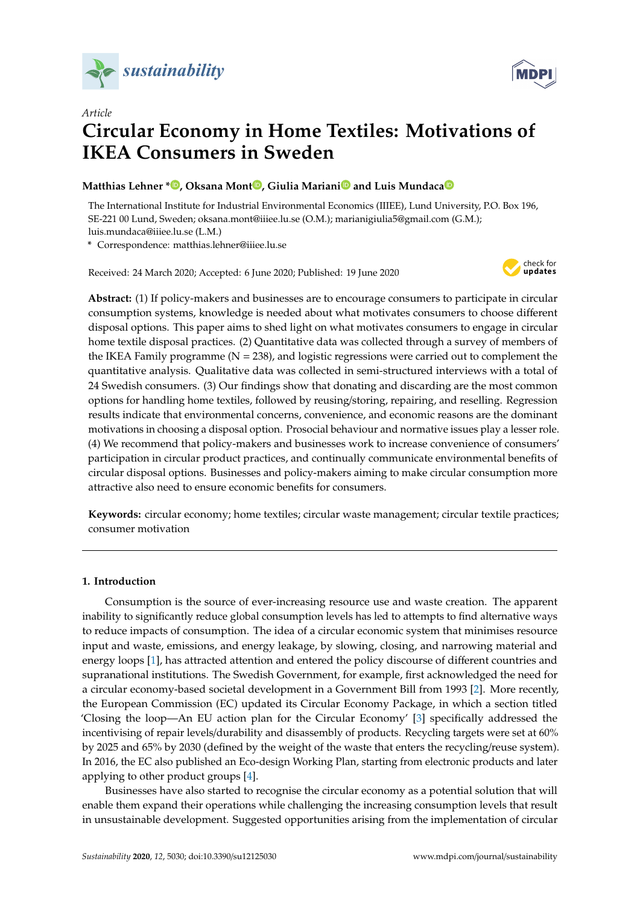*sustainability*

*Article*

# Circular Economy in Home Textiles: Motivations of IKEA Consumers in Sweden

**Matthias Lehner \*, Oksana Mont, Giulia Mariani and Luis Mundaca**

The International Institute for Industrial Environmental Economics (IIIEE), Lund University, P.O. Box 196, SE-221 00 Lund, Sweden; oksana.mont@iiiee.lu.se (O.M.); marianigiulia5@gmail.com (G.M.); luis.mundaca@iiiee.lu.se (L.M.)

\* Correspondence: matthias.lehner@iiiee.lu.se

Received: 24 March 2020; Accepted: 6 June 2020; Published: 19 June 2020

**Abstract:** (1) If policy-makers and businesses are to encourage consumers to participate in circular consumption systems, knowledge is needed about what motivates consumers to choose different disposal options. This paper aims to shed light on what motivates consumers to engage in circular home textile disposal practices. (2) Quantitative data was collected through a survey of members of the IKEA Family programme (N = 238), and logistic regressions were carried out to complement the quantitative analysis. Qualitative data was collected in semi-structured interviews with a total of 24 Swedish consumers. (3) Our findings show that donating and discarding are the most common options for handling home textiles, followed by reusing/storing, repairing, and reselling. Regression results indicate that environmental concerns, convenience, and economic reasons are the dominant motivations in choosing a disposal option. Prosocial behaviour and normative issues play a lesser role. (4) We recommend that policy-makers and businesses work to increase convenience of consumers' participation in circular product practices, and continually communicate environmental benefits of circular disposal options. Businesses and policy-makers aiming to make circular consumption more attractive also need to ensure economic benefits for consumers.

**Keywords:** circular economy; home textiles; circular waste management; circular textile practices; consumer motivation

## 1. Introduction

Consumption is the source of ever-increasing resource use and waste creation. The apparent inability to significantly reduce global consumption levels has led to attempts to find alternative ways to reduce impacts of consumption. The idea of a circular economic system that minimises resource input and waste, emissions, and energy leakage, by slowing, closing, and narrowing material and energy loops [1], has attracted attention and entered the policy discourse of different countries and supranational institutions. The Swedish Government, for example, first acknowledged the need for a circular economy-based societal development in a Government Bill from 1993 [2]. More recently, the European Commission (EC) updated its Circular Economy Package, in which a section titled 'Closing the loop—An EU action plan for the Circular Economy' [3] specifically addressed the incentivising of repair levels/durability and disassembly of products. Recycling targets were set at 60% by 2025 and 65% by 2030 (defined by the weight of the waste that enters the recycling/reuse system). In 2016, the EC also published an Eco-design Working Plan, starting from electronic products and later applying to other product groups [4].

Businesses have also started to recognise the circular economy as a potential solution that will enable them expand their operations while challenging the increasing consumption levels that result in unsustainable development. Suggested opportunities arising from the implementation of circular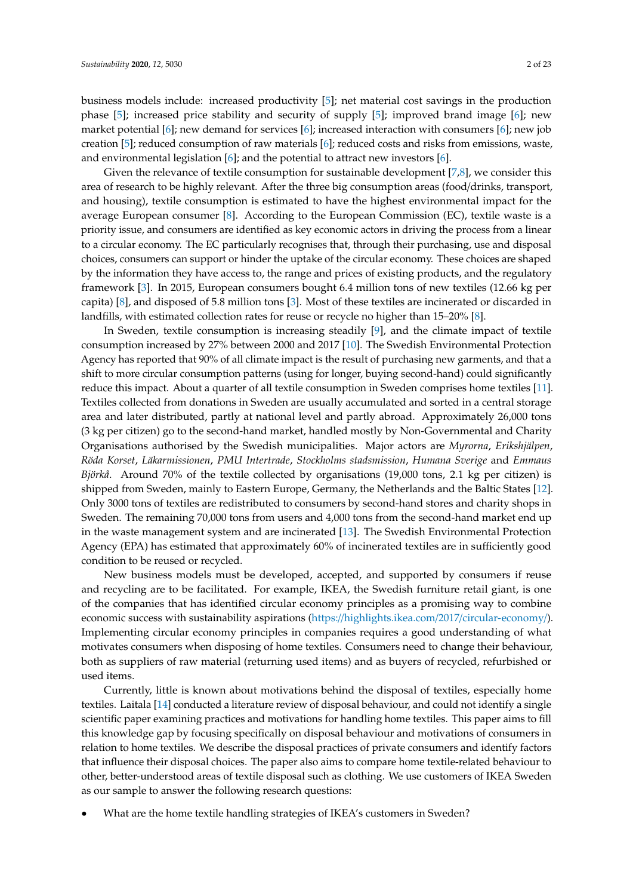business models include: increased productivity [5]; net material cost savings in the production phase [5]; increased price stability and security of supply [5]; improved brand image [6]; new market potential [6]; new demand for services [6]; increased interaction with consumers [6]; new job creation [5]; reduced consumption of raw materials [6]; reduced costs and risks from emissions, waste, and environmental legislation [6]; and the potential to attract new investors [6].

Given the relevance of textile consumption for sustainable development [7,8], we consider this area of research to be highly relevant. After the three big consumption areas (food/drinks, transport, and housing), textile consumption is estimated to have the highest environmental impact for the average European consumer [8]. According to the European Commission (EC), textile waste is a priority issue, and consumers are identified as key economic actors in driving the process from a linear to a circular economy. The EC particularly recognises that, through their purchasing, use and disposal choices, consumers can support or hinder the uptake of the circular economy. These choices are shaped by the information they have access to, the range and prices of existing products, and the regulatory framework [3]. In 2015, European consumers bought 6.4 million tons of new textiles (12.66 kg per capita) [8], and disposed of 5.8 million tons [3]. Most of these textiles are incinerated or discarded in landfills, with estimated collection rates for reuse or recycle no higher than 15–20% [8].

In Sweden, textile consumption is increasing steadily [9], and the climate impact of textile consumption increased by 27% between 2000 and 2017 [10]. The Swedish Environmental Protection Agency has reported that 90% of all climate impact is the result of purchasing new garments, and that a shift to more circular consumption patterns (using for longer, buying second-hand) could significantly reduce this impact. About a quarter of all textile consumption in Sweden comprises home textiles [11]. Textiles collected from donations in Sweden are usually accumulated and sorted in a central storage area and later distributed, partly at national level and partly abroad. Approximately 26,000 tons (3 kg per citizen) go to the second-hand market, handled mostly by Non-Governmental and Charity Organisations authorised by the Swedish municipalities. Major actors are *Myrorna*, *Erikshjälpen*, *Röda Korset*, *Läkarmissionen*, *PMU Intertrade*, *Stockholms stadsmission*, *Humana Sverige* and *Emmaus Björkå*. Around 70% of the textile collected by organisations (19,000 tons, 2.1 kg per citizen) is shipped from Sweden, mainly to Eastern Europe, Germany, the Netherlands and the Baltic States [12]. Only 3000 tons of textiles are redistributed to consumers by second-hand stores and charity shops in Sweden. The remaining 70,000 tons from users and 4,000 tons from the second-hand market end up in the waste management system and are incinerated [13]. The Swedish Environmental Protection Agency (EPA) has estimated that approximately 60% of incinerated textiles are in sufficiently good condition to be reused or recycled.

New business models must be developed, accepted, and supported by consumers if reuse and recycling are to be facilitated. For example, IKEA, the Swedish furniture retail giant, is one of the companies that has identified circular economy principles as a promising way to combine economic success with sustainability aspirations (https://highlights.ikea.com/2017/circular-economy/). Implementing circular economy principles in companies requires a good understanding of what motivates consumers when disposing of home textiles. Consumers need to change their behaviour, both as suppliers of raw material (returning used items) and as buyers of recycled, refurbished or used items.

Currently, little is known about motivations behind the disposal of textiles, especially home textiles. Laitala [14] conducted a literature review of disposal behaviour, and could not identify a single scientific paper examining practices and motivations for handling home textiles. This paper aims to fill this knowledge gap by focusing specifically on disposal behaviour and motivations of consumers in relation to home textiles. We describe the disposal practices of private consumers and identify factors that influence their disposal choices. The paper also aims to compare home textile-related behaviour to other, better-understood areas of textile disposal such as clothing. We use customers of IKEA Sweden as our sample to answer the following research questions:

- What are the home textile handling strategies of IKEA's customers in Sweden?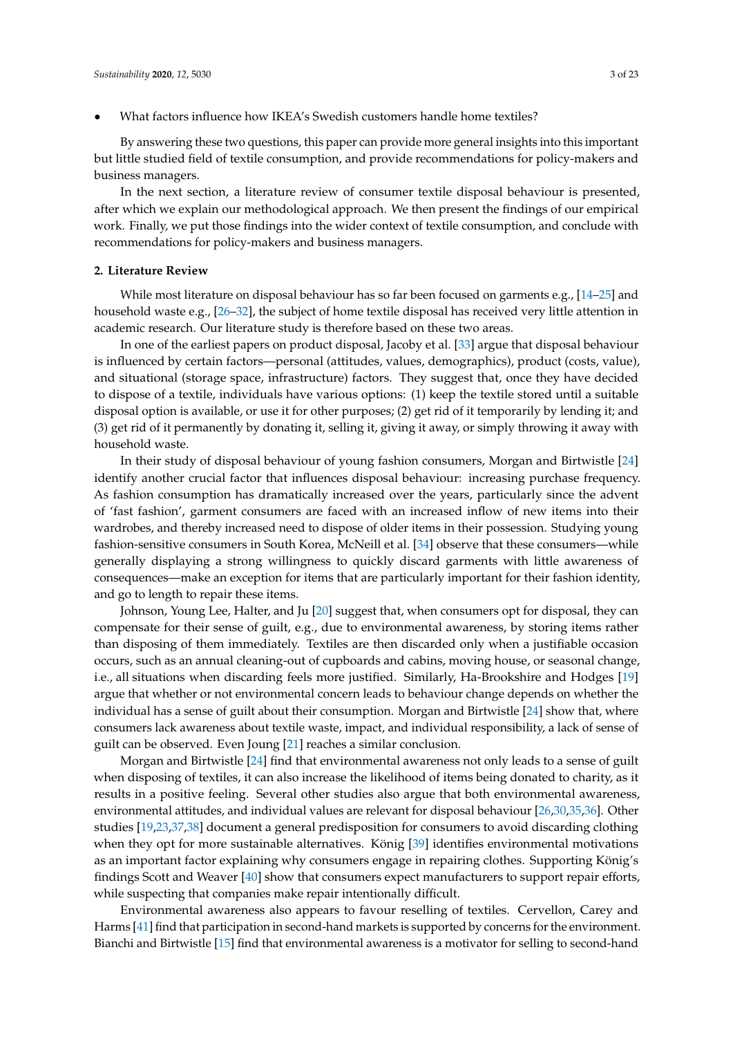- What factors influence how IKEA's Swedish customers handle home textiles?

By answering these two questions, this paper can provide more general insights into this important but little studied field of textile consumption, and provide recommendations for policy-makers and business managers.

In the next section, a literature review of consumer textile disposal behaviour is presented, after which we explain our methodological approach. We then present the findings of our empirical work. Finally, we put those findings into the wider context of textile consumption, and conclude with recommendations for policy-makers and business managers.

## 2. Literature Review

While most literature on disposal behaviour has so far been focused on garments e.g., [14–25] and household waste e.g., [26–32], the subject of home textile disposal has received very little attention in academic research. Our literature study is therefore based on these two areas.

In one of the earliest papers on product disposal, Jacoby et al. [33] argue that disposal behaviour is influenced by certain factors—personal (attitudes, values, demographics), product (costs, value), and situational (storage space, infrastructure) factors. They suggest that, once they have decided to dispose of a textile, individuals have various options: (1) keep the textile stored until a suitable disposal option is available, or use it for other purposes; (2) get rid of it temporarily by lending it; and (3) get rid of it permanently by donating it, selling it, giving it away, or simply throwing it away with household waste.

In their study of disposal behaviour of young fashion consumers, Morgan and Birtwistle [24] identify another crucial factor that influences disposal behaviour: increasing purchase frequency. As fashion consumption has dramatically increased over the years, particularly since the advent of 'fast fashion', garment consumers are faced with an increased inflow of new items into their wardrobes, and thereby increased need to dispose of older items in their possession. Studying young fashion-sensitive consumers in South Korea, McNeill et al. [34] observe that these consumers—while generally displaying a strong willingness to quickly discard garments with little awareness of consequences—make an exception for items that are particularly important for their fashion identity, and go to length to repair these items.

Johnson, Young Lee, Halter, and Ju [20] suggest that, when consumers opt for disposal, they can compensate for their sense of guilt, e.g., due to environmental awareness, by storing items rather than disposing of them immediately. Textiles are then discarded only when a justifiable occasion occurs, such as an annual cleaning-out of cupboards and cabins, moving house, or seasonal change, i.e., all situations when discarding feels more justified. Similarly, Ha-Brookshire and Hodges [19] argue that whether or not environmental concern leads to behaviour change depends on whether the individual has a sense of guilt about their consumption. Morgan and Birtwistle [24] show that, where consumers lack awareness about textile waste, impact, and individual responsibility, a lack of sense of guilt can be observed. Even Joung [21] reaches a similar conclusion.

Morgan and Birtwistle [24] find that environmental awareness not only leads to a sense of guilt when disposing of textiles, it can also increase the likelihood of items being donated to charity, as it results in a positive feeling. Several other studies also argue that both environmental awareness, environmental attitudes, and individual values are relevant for disposal behaviour [26,30,35,36]. Other studies [19,23,37,38] document a general predisposition for consumers to avoid discarding clothing when they opt for more sustainable alternatives. König [39] identifies environmental motivations as an important factor explaining why consumers engage in repairing clothes. Supporting König's findings Scott and Weaver [40] show that consumers expect manufacturers to support repair efforts, while suspecting that companies make repair intentionally difficult.

Environmental awareness also appears to favour reselling of textiles. Cervellon, Carey and Harms [41] find that participation in second-hand markets is supported by concerns for the environment. Bianchi and Birtwistle [15] find that environmental awareness is a motivator for selling to second-hand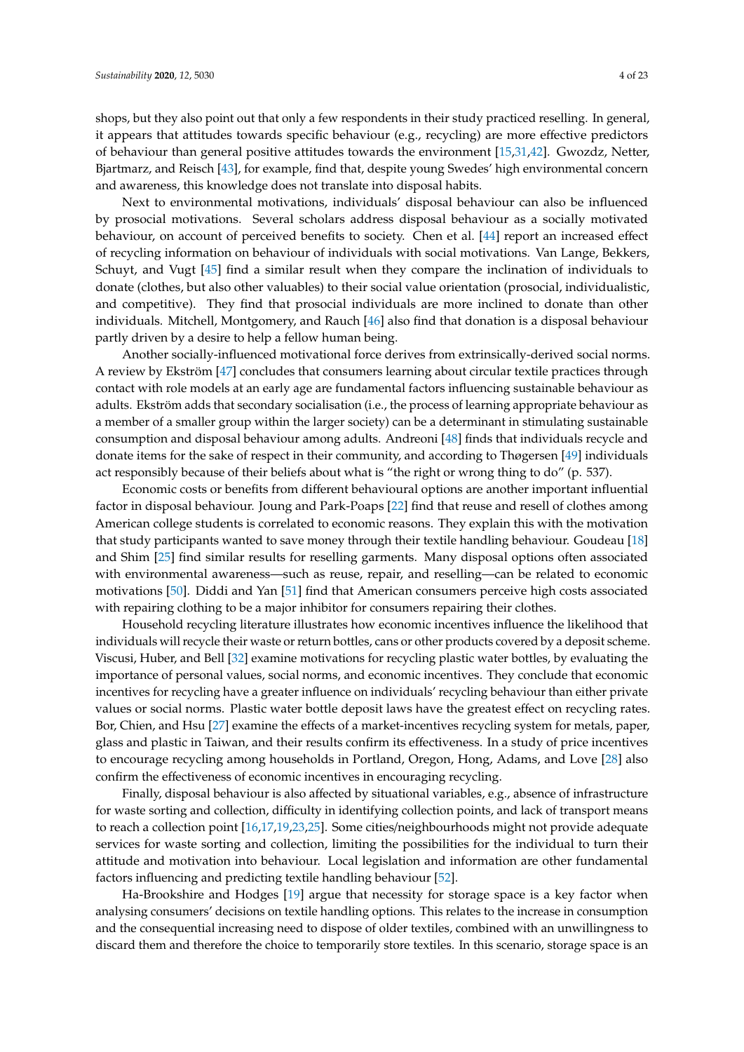shops, but they also point out that only a few respondents in their study practiced reselling. In general, it appears that attitudes towards specific behaviour (e.g., recycling) are more effective predictors of behaviour than general positive attitudes towards the environment [15,31,42]. Gwozdz, Netter, Bjartmarz, and Reisch [43], for example, find that, despite young Swedes' high environmental concern and awareness, this knowledge does not translate into disposal habits.

Next to environmental motivations, individuals' disposal behaviour can also be influenced by prosocial motivations. Several scholars address disposal behaviour as a socially motivated behaviour, on account of perceived benefits to society. Chen et al. [44] report an increased effect of recycling information on behaviour of individuals with social motivations. Van Lange, Bekkers, Schuyt, and Vugt [45] find a similar result when they compare the inclination of individuals to donate (clothes, but also other valuables) to their social value orientation (prosocial, individualistic, and competitive). They find that prosocial individuals are more inclined to donate than other individuals. Mitchell, Montgomery, and Rauch [46] also find that donation is a disposal behaviour partly driven by a desire to help a fellow human being.

Another socially-influenced motivational force derives from extrinsically-derived social norms. A review by Ekström [47] concludes that consumers learning about circular textile practices through contact with role models at an early age are fundamental factors influencing sustainable behaviour as adults. Ekström adds that secondary socialisation (i.e., the process of learning appropriate behaviour as a member of a smaller group within the larger society) can be a determinant in stimulating sustainable consumption and disposal behaviour among adults. Andreoni [48] finds that individuals recycle and donate items for the sake of respect in their community, and according to Thøgersen [49] individuals act responsibly because of their beliefs about what is "the right or wrong thing to do" (p. 537).

Economic costs or benefits from different behavioural options are another important influential factor in disposal behaviour. Joung and Park-Poaps [22] find that reuse and resell of clothes among American college students is correlated to economic reasons. They explain this with the motivation that study participants wanted to save money through their textile handling behaviour. Goudeau [18] and Shim [25] find similar results for reselling garments. Many disposal options often associated with environmental awareness—such as reuse, repair, and reselling—can be related to economic motivations [50]. Diddi and Yan [51] find that American consumers perceive high costs associated with repairing clothing to be a major inhibitor for consumers repairing their clothes.

Household recycling literature illustrates how economic incentives influence the likelihood that individuals will recycle their waste or return bottles, cans or other products covered by a deposit scheme. Viscusi, Huber, and Bell [32] examine motivations for recycling plastic water bottles, by evaluating the importance of personal values, social norms, and economic incentives. They conclude that economic incentives for recycling have a greater influence on individuals' recycling behaviour than either private values or social norms. Plastic water bottle deposit laws have the greatest effect on recycling rates. Bor, Chien, and Hsu [27] examine the effects of a market-incentives recycling system for metals, paper, glass and plastic in Taiwan, and their results confirm its effectiveness. In a study of price incentives to encourage recycling among households in Portland, Oregon, Hong, Adams, and Love [28] also confirm the effectiveness of economic incentives in encouraging recycling.

Finally, disposal behaviour is also affected by situational variables, e.g., absence of infrastructure for waste sorting and collection, difficulty in identifying collection points, and lack of transport means to reach a collection point [16,17,19,23,25]. Some cities/neighbourhoods might not provide adequate services for waste sorting and collection, limiting the possibilities for the individual to turn their attitude and motivation into behaviour. Local legislation and information are other fundamental factors influencing and predicting textile handling behaviour [52].

Ha-Brookshire and Hodges [19] argue that necessity for storage space is a key factor when analysing consumers' decisions on textile handling options. This relates to the increase in consumption and the consequential increasing need to dispose of older textiles, combined with an unwillingness to discard them and therefore the choice to temporarily store textiles. In this scenario, storage space is an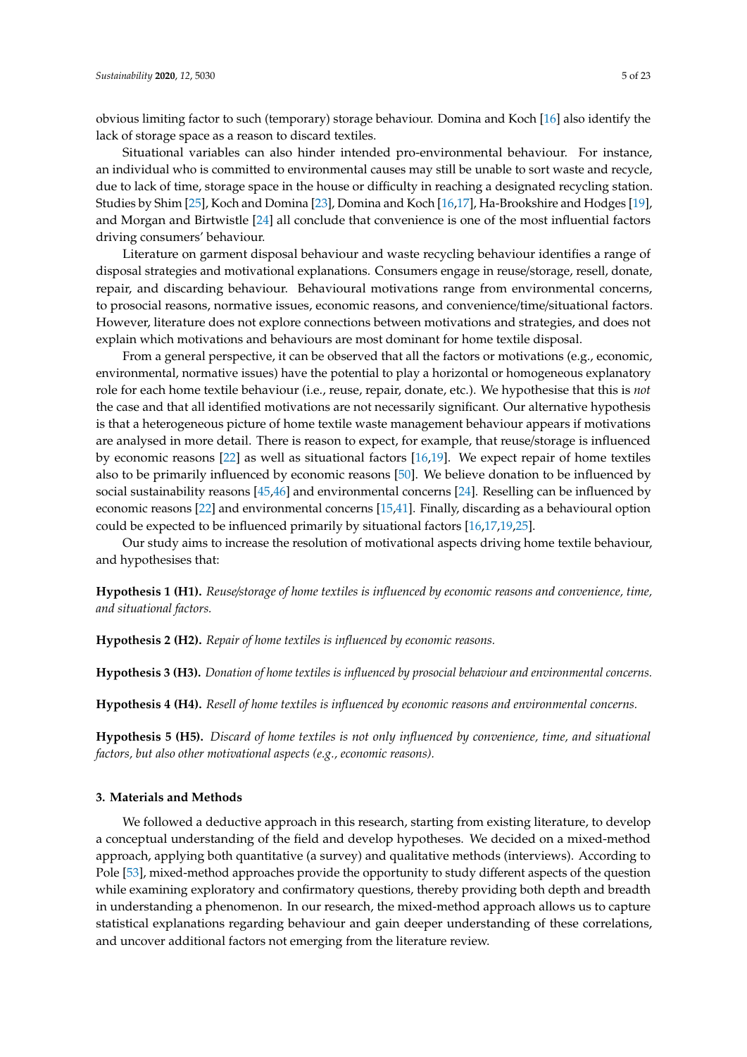obvious limiting factor to such (temporary) storage behaviour. Domina and Koch [16] also identify the lack of storage space as a reason to discard textiles.

Situational variables can also hinder intended pro-environmental behaviour. For instance, an individual who is committed to environmental causes may still be unable to sort waste and recycle, due to lack of time, storage space in the house or difficulty in reaching a designated recycling station. Studies by Shim [25], Koch and Domina [23], Domina and Koch [16,17], Ha-Brookshire and Hodges [19], and Morgan and Birtwistle [24] all conclude that convenience is one of the most influential factors driving consumers' behaviour.

Literature on garment disposal behaviour and waste recycling behaviour identifies a range of disposal strategies and motivational explanations. Consumers engage in reuse/storage, resell, donate, repair, and discarding behaviour. Behavioural motivations range from environmental concerns, to prosocial reasons, normative issues, economic reasons, and convenience/time/situational factors. However, literature does not explore connections between motivations and strategies, and does not explain which motivations and behaviours are most dominant for home textile disposal.

From a general perspective, it can be observed that all the factors or motivations (e.g., economic, environmental, normative issues) have the potential to play a horizontal or homogeneous explanatory role for each home textile behaviour (i.e., reuse, repair, donate, etc.). We hypothesise that this is *not* the case and that all identified motivations are not necessarily significant. Our alternative hypothesis is that a heterogeneous picture of home textile waste management behaviour appears if motivations are analysed in more detail. There is reason to expect, for example, that reuse/storage is influenced by economic reasons [22] as well as situational factors [16,19]. We expect repair of home textiles also to be primarily influenced by economic reasons [50]. We believe donation to be influenced by social sustainability reasons [45,46] and environmental concerns [24]. Reselling can be influenced by economic reasons [22] and environmental concerns [15,41]. Finally, discarding as a behavioural option could be expected to be influenced primarily by situational factors [16,17,19,25].

Our study aims to increase the resolution of motivational aspects driving home textile behaviour, and hypothesises that:

**Hypothesis 1 (H1).** *Reuse/storage of home textiles is influenced by economic reasons and convenience, time, and situational factors.*

**Hypothesis 2 (H2).** *Repair of home textiles is influenced by economic reasons.*

**Hypothesis 3 (H3).** *Donation of home textiles is influenced by prosocial behaviour and environmental concerns.*

**Hypothesis 4 (H4).** *Resell of home textiles is influenced by economic reasons and environmental concerns.*

**Hypothesis 5 (H5).** *Discard of home textiles is not only influenced by convenience, time, and situational factors, but also other motivational aspects (e.g., economic reasons).*

## 3. Materials and Methods

We followed a deductive approach in this research, starting from existing literature, to develop a conceptual understanding of the field and develop hypotheses. We decided on a mixed-method approach, applying both quantitative (a survey) and qualitative methods (interviews). According to Pole [53], mixed-method approaches provide the opportunity to study different aspects of the question while examining exploratory and confirmatory questions, thereby providing both depth and breadth in understanding a phenomenon. In our research, the mixed-method approach allows us to capture statistical explanations regarding behaviour and gain deeper understanding of these correlations, and uncover additional factors not emerging from the literature review.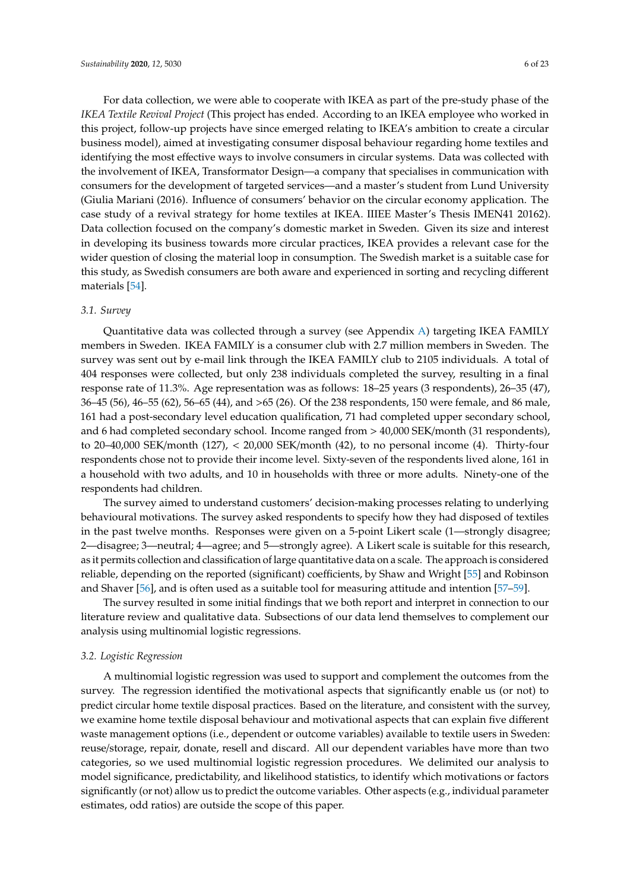For data collection, we were able to cooperate with IKEA as part of the pre-study phase of the *IKEA Textile Revival Project* (This project has ended. According to an IKEA employee who worked in this project, follow-up projects have since emerged relating to IKEA's ambition to create a circular business model), aimed at investigating consumer disposal behaviour regarding home textiles and identifying the most effective ways to involve consumers in circular systems. Data was collected with the involvement of IKEA, Transformator Design—a company that specialises in communication with consumers for the development of targeted services—and a master's student from Lund University (Giulia Mariani (2016). Influence of consumers' behavior on the circular economy application. The case study of a revival strategy for home textiles at IKEA. IIIEE Master's Thesis IMEN41 20162). Data collection focused on the company's domestic market in Sweden. Given its size and interest in developing its business towards more circular practices, IKEA provides a relevant case for the wider question of closing the material loop in consumption. The Swedish market is a suitable case for this study, as Swedish consumers are both aware and experienced in sorting and recycling different materials [54].

### 3.1. Survey

Quantitative data was collected through a survey (see Appendix A) targeting IKEA FAMILY members in Sweden. IKEA FAMILY is a consumer club with 2.7 million members in Sweden. The survey was sent out by e-mail link through the IKEA FAMILY club to 2105 individuals. A total of 404 responses were collected, but only 238 individuals completed the survey, resulting in a final response rate of 11.3%. Age representation was as follows: 18–25 years (3 respondents), 26–35 (47), 36–45 (56), 46–55 (62), 56–65 (44), and >65 (26). Of the 238 respondents, 150 were female, and 86 male, 161 had a post-secondary level education qualification, 71 had completed upper secondary school, and 6 had completed secondary school. Income ranged from > 40,000 SEK/month (31 respondents), to 20–40,000 SEK/month (127), < 20,000 SEK/month (42), to no personal income (4). Thirty-four respondents chose not to provide their income level. Sixty-seven of the respondents lived alone, 161 in a household with two adults, and 10 in households with three or more adults. Ninety-one of the respondents had children.

The survey aimed to understand customers' decision-making processes relating to underlying behavioural motivations. The survey asked respondents to specify how they had disposed of textiles in the past twelve months. Responses were given on a 5-point Likert scale (1—strongly disagree; 2—disagree; 3—neutral; 4—agree; and 5—strongly agree). A Likert scale is suitable for this research, as it permits collection and classification of large quantitative data on a scale. The approach is considered reliable, depending on the reported (significant) coefficients, by Shaw and Wright [55] and Robinson and Shaver [56], and is often used as a suitable tool for measuring attitude and intention [57–59].

The survey resulted in some initial findings that we both report and interpret in connection to our literature review and qualitative data. Subsections of our data lend themselves to complement our analysis using multinomial logistic regressions.

### 3.2. Logistic Regression

A multinomial logistic regression was used to support and complement the outcomes from the survey. The regression identified the motivational aspects that significantly enable us (or not) to predict circular home textile disposal practices. Based on the literature, and consistent with the survey, we examine home textile disposal behaviour and motivational aspects that can explain five different waste management options (i.e., dependent or outcome variables) available to textile users in Sweden: reuse/storage, repair, donate, resell and discard. All our dependent variables have more than two categories, so we used multinomial logistic regression procedures. We delimited our analysis to model significance, predictability, and likelihood statistics, to identify which motivations or factors significantly (or not) allow us to predict the outcome variables. Other aspects (e.g., individual parameter estimates, odd ratios) are outside the scope of this paper.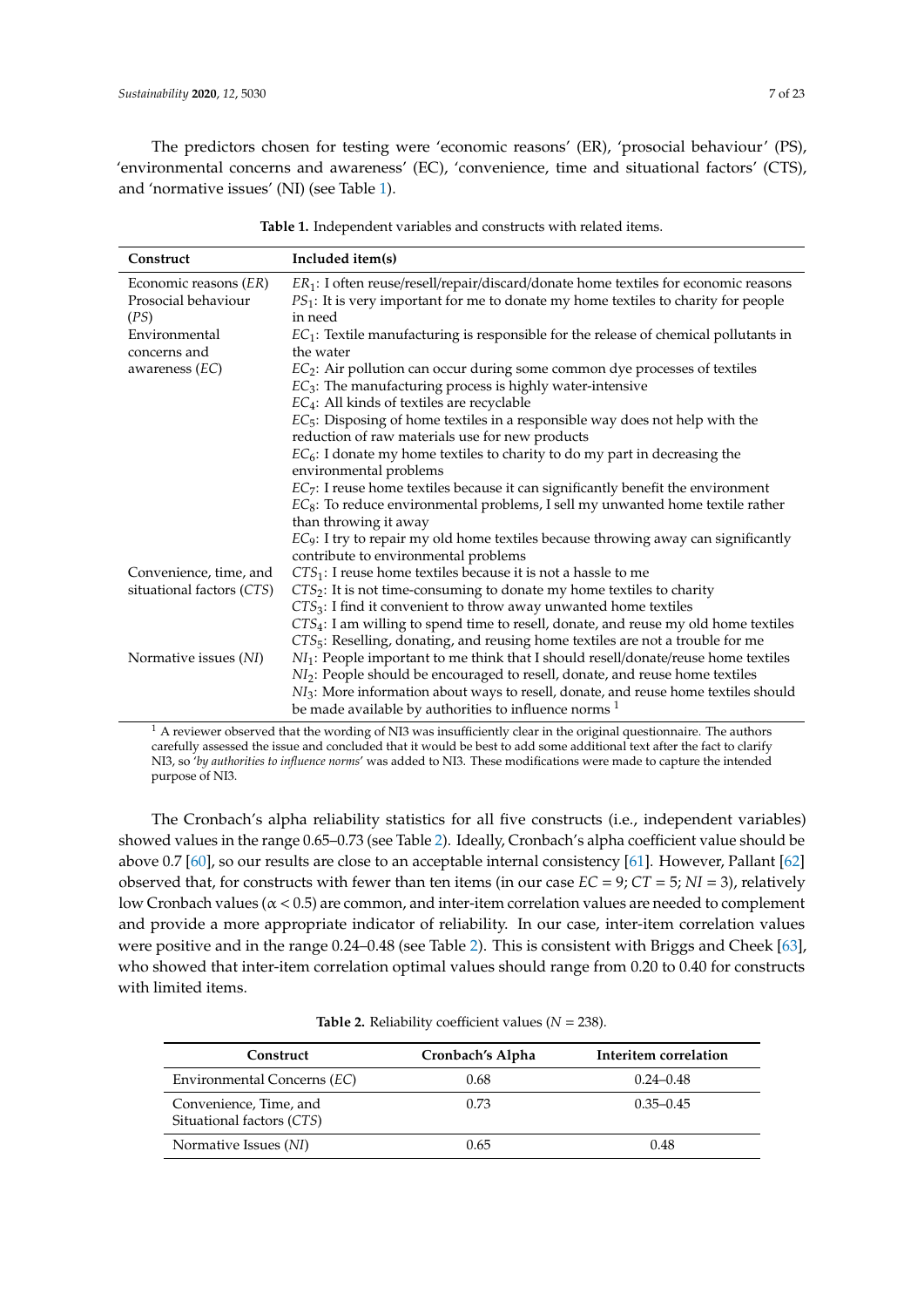The predictors chosen for testing were 'economic reasons' (ER), 'prosocial behaviour' (PS), 'environmental concerns and awareness' (EC), 'convenience, time and situational factors' (CTS), and 'normative issues' (NI) (see Table 1).

**Table 1.** Independent variables and constructs with related items.

| Construct | Included item(s) |
|---|---|
| Economic reasons (*ER*) | $ER_1$: I often reuse/resell/repair/discard/donate home textiles for economic reasons |
| Prosocial behaviour (*PS*) | $PS_1$: It is very important for me to donate my home textiles to charity for people in need |
| Environmental concerns and awareness (*EC*) | $EC_1$: Textile manufacturing is responsible for the release of chemical pollutants in the water |
| | $EC_2$: Air pollution can occur during some common dye processes of textiles |
| | $EC_3$: The manufacturing process is highly water-intensive |
| | $EC_4$: All kinds of textiles are recyclable |
| | $EC_5$: Disposing of home textiles in a responsible way does not help with the reduction of raw materials use for new products |
| | $EC_6$: I donate my home textiles to charity to do my part in decreasing the environmental problems |
| | $EC_7$: I reuse home textiles because it can significantly benefit the environment |
| | $EC_8$: To reduce environmental problems, I sell my unwanted home textile rather than throwing it away |
| | $EC_9$: I try to repair my old home textiles because throwing away can significantly contribute to environmental problems |
| Convenience, time, and situational factors (*CTS*) | $CTS_1$: I reuse home textiles because it is not a hassle to me |
| | $CTS_2$: It is not time-consuming to donate my home textiles to charity |
| | $CTS_3$: I find it convenient to throw away unwanted home textiles |
| | $CTS_4$: I am willing to spend time to resell, donate, and reuse my old home textiles |
| | $CTS_5$: Reselling, donating, and reusing home textiles are not a trouble for me |
| Normative issues (*NI*) | $NI_1$: People important to me think that I should resell/donate/reuse home textiles |
| | $NI_2$: People should be encouraged to resell, donate, and reuse home textiles |
| | $NI_3$: More information about ways to resell, donate, and reuse home textiles should be made available by authorities to influence norms [1] |

[1] A reviewer observed that the wording of NI3 was insufficiently clear in the original questionnaire. The authors carefully assessed the issue and concluded that it would be best to add some additional text after the fact to clarify NI3, so '*by authorities to influence norms*' was added to NI3. These modifications were made to capture the intended purpose of NI3.

The Cronbach's alpha reliability statistics for all five constructs (i.e., independent variables) showed values in the range 0.65–0.73 (see Table 2). Ideally, Cronbach's alpha coefficient value should be above 0.7 [60], so our results are close to an acceptable internal consistency [61]. However, Pallant [62] observed that, for constructs with fewer than ten items (in our case $EC = 9$; $CT = 5$; $NI = 3$), relatively low Cronbach values ($\alpha < 0.5$) are common, and inter-item correlation values are needed to complement and provide a more appropriate indicator of reliability. In our case, inter-item correlation values were positive and in the range 0.24–0.48 (see Table 2). This is consistent with Briggs and Cheek [63], who showed that inter-item correlation optimal values should range from 0.20 to 0.40 for constructs with limited items.

**Table 2.** Reliability coefficient values ($N = 238$).

| Construct | Cronbach's Alpha | Interitem correlation |
|---|---|---|
| Environmental Concerns (*EC*) | 0.68 | 0.24–0.48 |
| Convenience, Time, and Situational factors (*CTS*) | 0.73 | 0.35–0.45 |
| Normative Issues (*NI*) | 0.65 | 0.48 |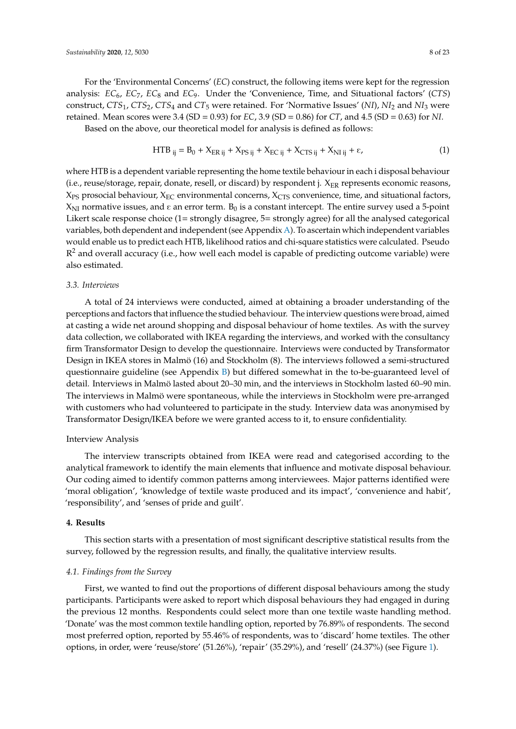For the 'Environmental Concerns' (*EC*) construct, the following items were kept for the regression analysis: $EC_6$, $EC_7$, $EC_8$ and $EC_9$. Under the 'Convenience, Time, and Situational factors' (*CTS*) construct, $CTS_1$, $CTS_2$, $CTS_4$ and $CT_5$ were retained. For 'Normative Issues' (*NI*), $NI_2$ and $NI_3$ were retained. Mean scores were 3.4 (SD = 0.93) for *EC*, 3.9 (SD = 0.86) for *CT*, and 4.5 (SD = 0.63) for *NI*.

Based on the above, our theoretical model for analysis is defined as follows:

$$\text{HTB}_{\text{ij}} = \text{B}_0 + \text{X}_{\text{ER ij}} + \text{X}_{\text{PS ij}} + \text{X}_{\text{EC ij}} + \text{X}_{\text{CTS ij}} + \text{X}_{\text{NI ij}} + \varepsilon, \tag{1}$$

where HTB is a dependent variable representing the home textile behaviour in each i disposal behaviour (i.e., reuse/storage, repair, donate, resell, or discard) by respondent j. $X_{ER}$ represents economic reasons, $X_{PS}$ prosocial behaviour, $X_{EC}$ environmental concerns, $X_{CTS}$ convenience, time, and situational factors, $X_{NI}$ normative issues, and $\varepsilon$ an error term. $B_0$ is a constant intercept. The entire survey used a 5-point Likert scale response choice (1= strongly disagree, 5= strongly agree) for all the analysed categorical variables, both dependent and independent (see Appendix A). To ascertain which independent variables would enable us to predict each HTB, likelihood ratios and chi-square statistics were calculated. Pseudo $R^2$ and overall accuracy (i.e., how well each model is capable of predicting outcome variable) were also estimated.

### *3.3. Interviews*

A total of 24 interviews were conducted, aimed at obtaining a broader understanding of the perceptions and factors that influence the studied behaviour. The interview questions were broad, aimed at casting a wide net around shopping and disposal behaviour of home textiles. As with the survey data collection, we collaborated with IKEA regarding the interviews, and worked with the consultancy firm Transformator Design to develop the questionnaire. Interviews were conducted by Transformator Design in IKEA stores in Malmö (16) and Stockholm (8). The interviews followed a semi-structured questionnaire guideline (see Appendix B) but differed somewhat in the to-be-guaranteed level of detail. Interviews in Malmö lasted about 20–30 min, and the interviews in Stockholm lasted 60–90 min. The interviews in Malmö were spontaneous, while the interviews in Stockholm were pre-arranged with customers who had volunteered to participate in the study. Interview data was anonymised by Transformator Design/IKEA before we were granted access to it, to ensure confidentiality.

#### Interview Analysis

The interview transcripts obtained from IKEA were read and categorised according to the analytical framework to identify the main elements that influence and motivate disposal behaviour. Our coding aimed to identify common patterns among interviewees. Major patterns identified were 'moral obligation', 'knowledge of textile waste produced and its impact', 'convenience and habit', 'responsibility', and 'senses of pride and guilt'.

## **4. Results**

This section starts with a presentation of most significant descriptive statistical results from the survey, followed by the regression results, and finally, the qualitative interview results.

### *4.1. Findings from the Survey*

First, we wanted to find out the proportions of different disposal behaviours among the study participants. Participants were asked to report which disposal behaviours they had engaged in during the previous 12 months. Respondents could select more than one textile waste handling method. 'Donate' was the most common textile handling option, reported by 76.89% of respondents. The second most preferred option, reported by 55.46% of respondents, was to 'discard' home textiles. The other options, in order, were 'reuse/store' (51.26%), 'repair' (35.29%), and 'resell' (24.37%) (see Figure 1).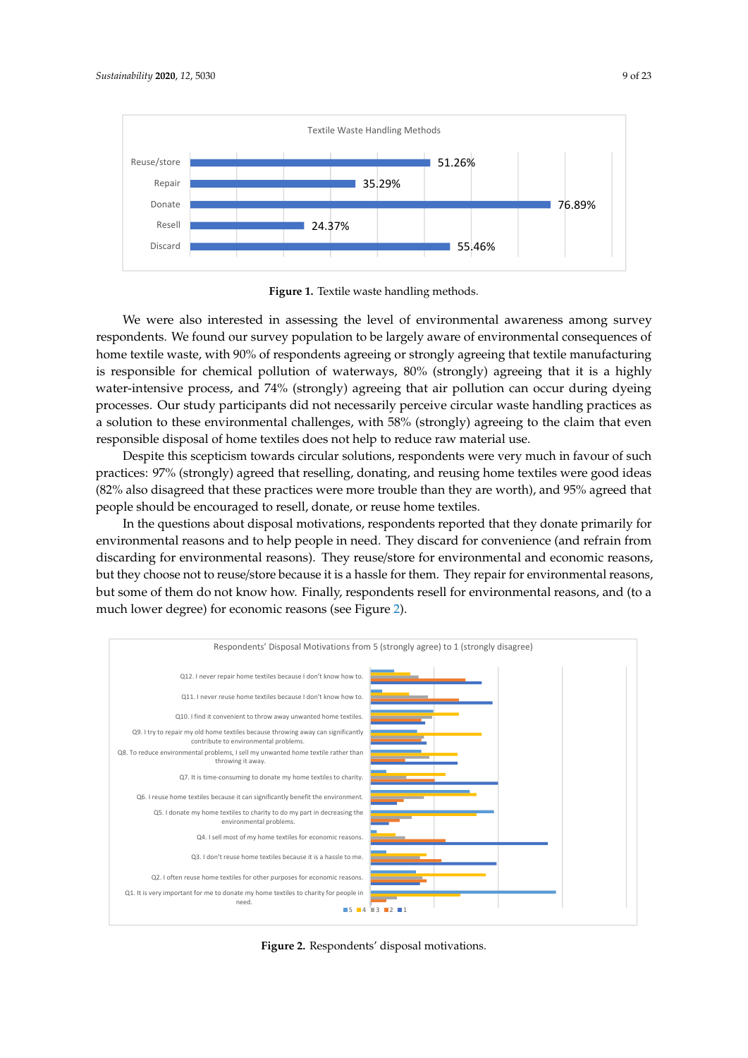Figure 1. Textile waste handling methods.

We were also interested in assessing the level of environmental awareness among survey respondents. We found our survey population to be largely aware of environmental consequences of home textile waste, with 90% of respondents agreeing or strongly agreeing that textile manufacturing is responsible for chemical pollution of waterways, 80% (strongly) agreeing that it is a highly water-intensive process, and 74% (strongly) agreeing that air pollution can occur during dyeing processes. Our study participants did not necessarily perceive circular waste handling practices as a solution to these environmental challenges, with 58% (strongly) agreeing to the claim that even responsible disposal of home textiles does not help to reduce raw material use.

Despite this scepticism towards circular solutions, respondents were very much in favour of such practices: 97% (strongly) agreed that reselling, donating, and reusing home textiles were good ideas (82% also disagreed that these practices were more trouble than they are worth), and 95% agreed that people should be encouraged to resell, donate, or reuse home textiles.

In the questions about disposal motivations, respondents reported that they donate primarily for environmental reasons and to help people in need. They discard for convenience (and refrain from discarding for environmental reasons). They reuse/store for environmental and economic reasons, but they choose not to reuse/store because it is a hassle for them. They repair for environmental reasons, but some of them do not know how. Finally, respondents resell for environmental reasons, and (to a much lower degree) for economic reasons (see Figure 2).

Figure 2. Respondents' disposal motivations.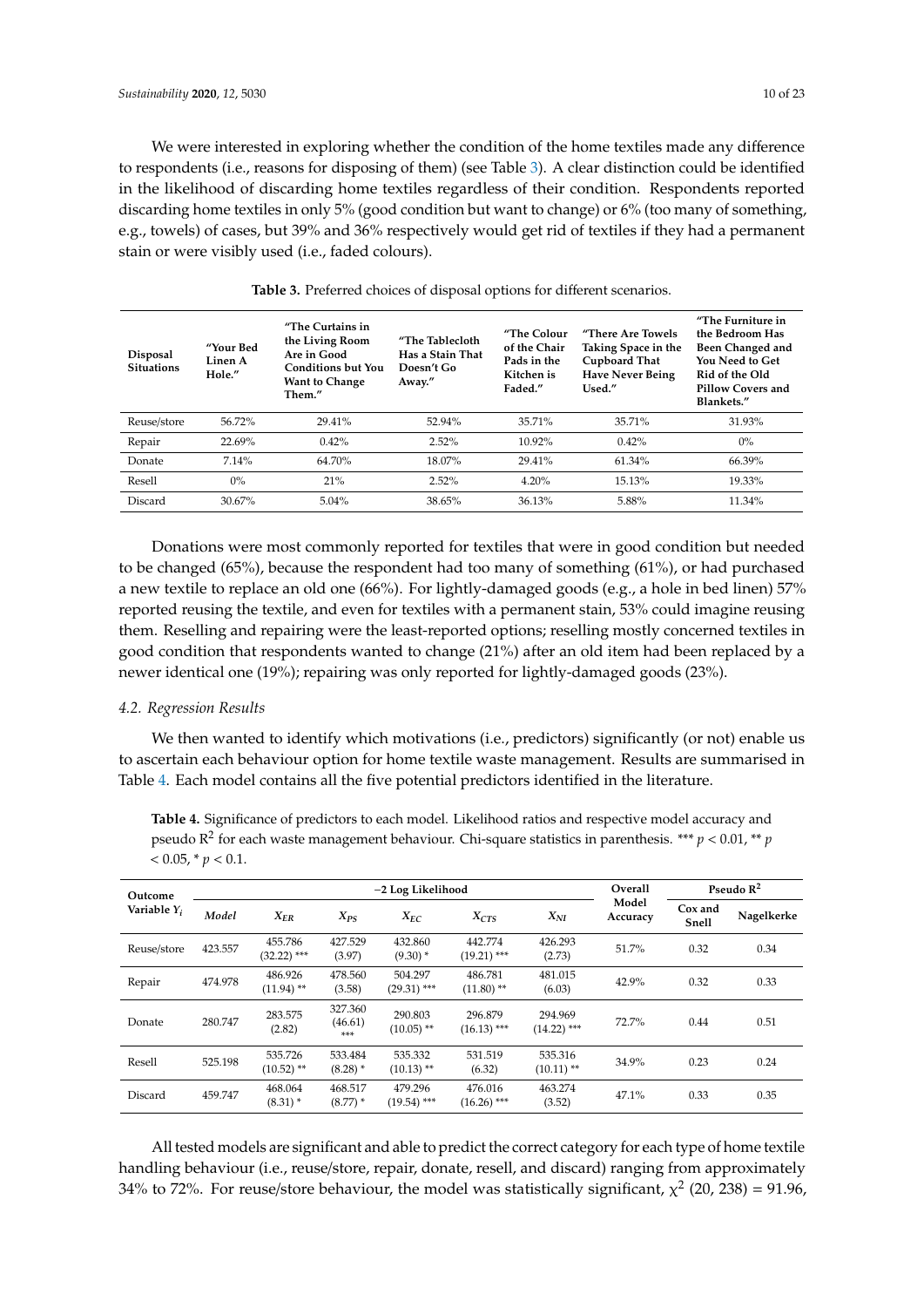We were interested in exploring whether the condition of the home textiles made any difference to respondents (i.e., reasons for disposing of them) (see Table 3). A clear distinction could be identified in the likelihood of discarding home textiles regardless of their condition. Respondents reported discarding home textiles in only 5% (good condition but want to change) or 6% (too many of something, e.g., towels) of cases, but 39% and 36% respectively would get rid of textiles if they had a permanent stain or were visibly used (i.e., faded colours).

**Table 3.** Preferred choices of disposal options for different scenarios.

| Disposal Situations | "Your Bed Linen A Hole." | "The Curtains in the Living Room Are in Good Conditions but You Want to Change Them." | "The Tablecloth Has a Stain That Doesn't Go Away." | "The Colour of the Chair Pads in the Kitchen is Faded." | "There Are Towels Taking Space in the Cupboard That Have Never Being Used." | "The Furniture in the Bedroom Has Been Changed and You Need to Get Rid of the Old Pillow Covers and Blankets." |
|---|---|---|---|---|---|---|
| Reuse/store | 56.72% | 29.41% | 52.94% | 35.71% | 35.71% | 31.93% |
| Repair | 22.69% | 0.42% | 2.52% | 10.92% | 0.42% | 0% |
| Donate | 7.14% | 64.70% | 18.07% | 29.41% | 61.34% | 66.39% |
| Resell | 0% | 21% | 2.52% | 4.20% | 15.13% | 19.33% |
| Discard | 30.67% | 5.04% | 38.65% | 36.13% | 5.88% | 11.34% |

Donations were most commonly reported for textiles that were in good condition but needed to be changed (65%), because the respondent had too many of something (61%), or had purchased a new textile to replace an old one (66%). For lightly-damaged goods (e.g., a hole in bed linen) 57% reported reusing the textile, and even for textiles with a permanent stain, 53% could imagine reusing them. Reselling and repairing were the least-reported options; reselling mostly concerned textiles in good condition that respondents wanted to change (21%) after an old item had been replaced by a newer identical one (19%); repairing was only reported for lightly-damaged goods (23%).

### 4.2. Regression Results

We then wanted to identify which motivations (i.e., predictors) significantly (or not) enable us to ascertain each behaviour option for home textile waste management. Results are summarised in Table 4. Each model contains all the five potential predictors identified in the literature.

**Table 4.** Significance of predictors to each model. Likelihood ratios and respective model accuracy and pseudo $R^2$ for each waste management behaviour. Chi-square statistics in parenthesis. *** $p < 0.01$, ** $p < 0.05$, * $p < 0.1$.

| Outcome Variable $Y_i$ | −2 Log Likelihood | | | | | | Overall Model Accuracy | Pseudo $R^2$ | |
|---|---|---|---|---|---|---|---|---|---|
| | *Model* | $X_{ER}$ | $X_{PS}$ | $X_{EC}$ | $X_{CTS}$ | $X_{NI}$ | | Cox and Snell | Nagelkerke |
| Reuse/store | 423.557 | 455.786 (32.22) *** | 427.529 (3.97) | 432.860 (9.30) * | 442.774 (19.21) *** | 426.293 (2.73) | 51.7% | 0.32 | 0.34 |
| Repair | 474.978 | 486.926 (11.94) ** | 478.560 (3.58) | 504.297 (29.31) *** | 486.781 (11.80) ** | 481.015 (6.03) | 42.9% | 0.32 | 0.33 |
| Donate | 280.747 | 283.575 (2.82) | 327.360 (46.61) *** | 290.803 (10.05) ** | 296.879 (16.13) *** | 294.969 (14.22) *** | 72.7% | 0.44 | 0.51 |
| Resell | 525.198 | 535.726 (10.52) ** | 533.484 (8.28) * | 535.332 (10.13) ** | 531.519 (6.32) | 535.316 (10.11) ** | 34.9% | 0.23 | 0.24 |
| Discard | 459.747 | 468.064 (8.31) * | 468.517 (8.77) * | 479.296 (19.54) *** | 476.016 (16.26) *** | 463.274 (3.52) | 47.1% | 0.33 | 0.35 |

All tested models are significant and able to predict the correct category for each type of home textile handling behaviour (i.e., reuse/store, repair, donate, resell, and discard) ranging from approximately 34% to 72%. For reuse/store behaviour, the model was statistically significant, $\chi^2$ (20, 238) = 91.96,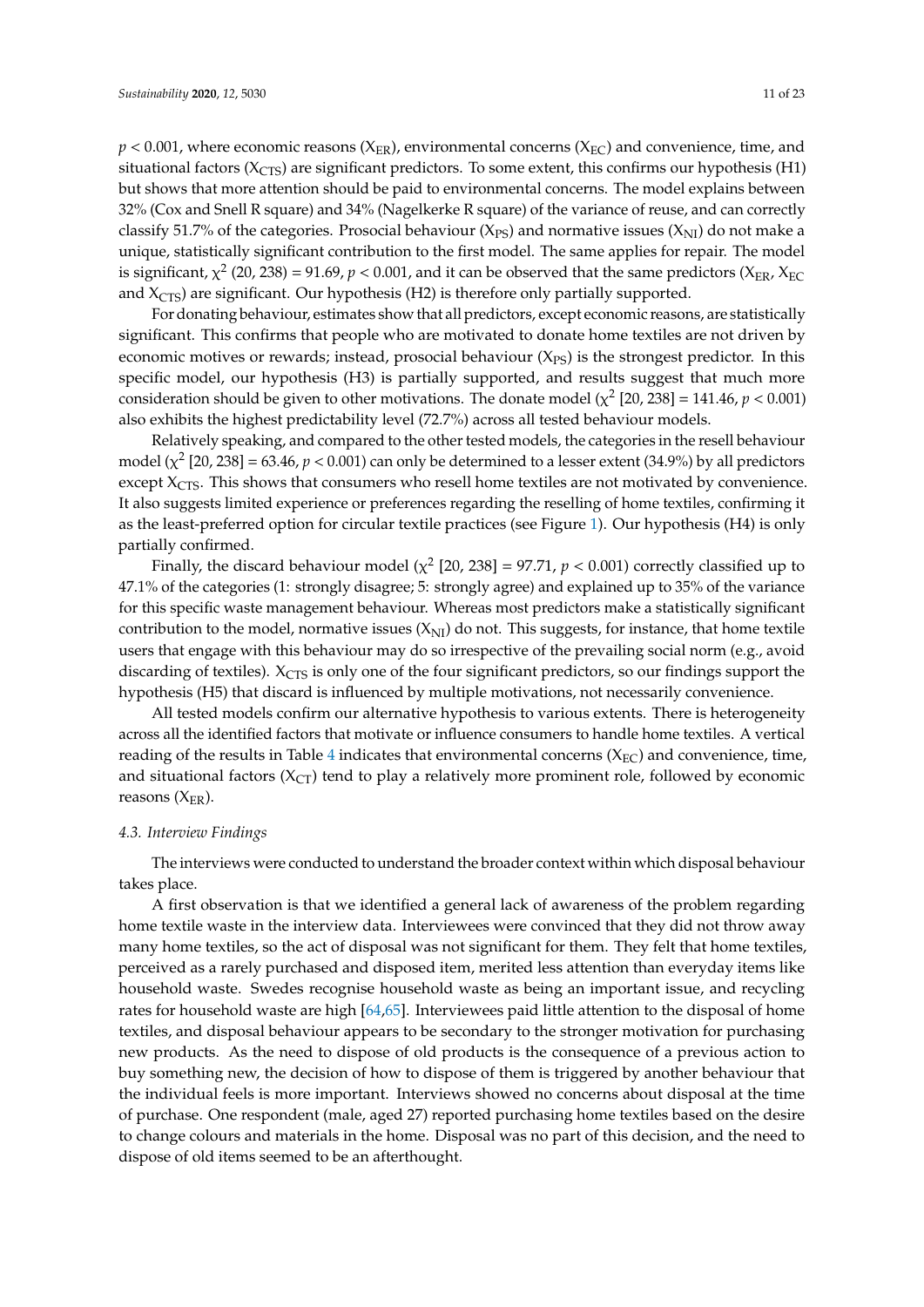$p < 0.001$, where economic reasons ($X_{ER}$), environmental concerns ($X_{EC}$) and convenience, time, and situational factors ($X_{CTS}$) are significant predictors. To some extent, this confirms our hypothesis (H1) but shows that more attention should be paid to environmental concerns. The model explains between 32% (Cox and Snell R square) and 34% (Nagelkerke R square) of the variance of reuse, and can correctly classify 51.7% of the categories. Prosocial behaviour ($X_{PS}$) and normative issues ($X_{NI}$) do not make a unique, statistically significant contribution to the first model. The same applies for repair. The model is significant, $\chi^2$ (20, 238) = 91.69, $p < 0.001$, and it can be observed that the same predictors ($X_{ER}$, $X_{EC}$ and $X_{CTS}$) are significant. Our hypothesis (H2) is therefore only partially supported.

For donating behaviour, estimates show that all predictors, except economic reasons, are statistically significant. This confirms that people who are motivated to donate home textiles are not driven by economic motives or rewards; instead, prosocial behaviour ($X_{PS}$) is the strongest predictor. In this specific model, our hypothesis (H3) is partially supported, and results suggest that much more consideration should be given to other motivations. The donate model ($\chi^2$ [20, 238] = 141.46, $p < 0.001$) also exhibits the highest predictability level (72.7%) across all tested behaviour models.

Relatively speaking, and compared to the other tested models, the categories in the resell behaviour model ($\chi^2$ [20, 238] = 63.46, $p < 0.001$) can only be determined to a lesser extent (34.9%) by all predictors except $X_{CTS}$. This shows that consumers who resell home textiles are not motivated by convenience. It also suggests limited experience or preferences regarding the reselling of home textiles, confirming it as the least-preferred option for circular textile practices (see Figure 1). Our hypothesis (H4) is only partially confirmed.

Finally, the discard behaviour model ($\chi^2$ [20, 238] = 97.71, $p < 0.001$) correctly classified up to 47.1% of the categories (1: strongly disagree; 5: strongly agree) and explained up to 35% of the variance for this specific waste management behaviour. Whereas most predictors make a statistically significant contribution to the model, normative issues ($X_{NI}$) do not. This suggests, for instance, that home textile users that engage with this behaviour may do so irrespective of the prevailing social norm (e.g., avoid discarding of textiles). $X_{CTS}$ is only one of the four significant predictors, so our findings support the hypothesis (H5) that discard is influenced by multiple motivations, not necessarily convenience.

All tested models confirm our alternative hypothesis to various extents. There is heterogeneity across all the identified factors that motivate or influence consumers to handle home textiles. A vertical reading of the results in Table 4 indicates that environmental concerns ($X_{EC}$) and convenience, time, and situational factors ($X_{CT}$) tend to play a relatively more prominent role, followed by economic reasons ($X_{ER}$).

### *4.3. Interview Findings*

The interviews were conducted to understand the broader context within which disposal behaviour takes place.

A first observation is that we identified a general lack of awareness of the problem regarding home textile waste in the interview data. Interviewees were convinced that they did not throw away many home textiles, so the act of disposal was not significant for them. They felt that home textiles, perceived as a rarely purchased and disposed item, merited less attention than everyday items like household waste. Swedes recognise household waste as being an important issue, and recycling rates for household waste are high [64,65]. Interviewees paid little attention to the disposal of home textiles, and disposal behaviour appears to be secondary to the stronger motivation for purchasing new products. As the need to dispose of old products is the consequence of a previous action to buy something new, the decision of how to dispose of them is triggered by another behaviour that the individual feels is more important. Interviews showed no concerns about disposal at the time of purchase. One respondent (male, aged 27) reported purchasing home textiles based on the desire to change colours and materials in the home. Disposal was no part of this decision, and the need to dispose of old items seemed to be an afterthought.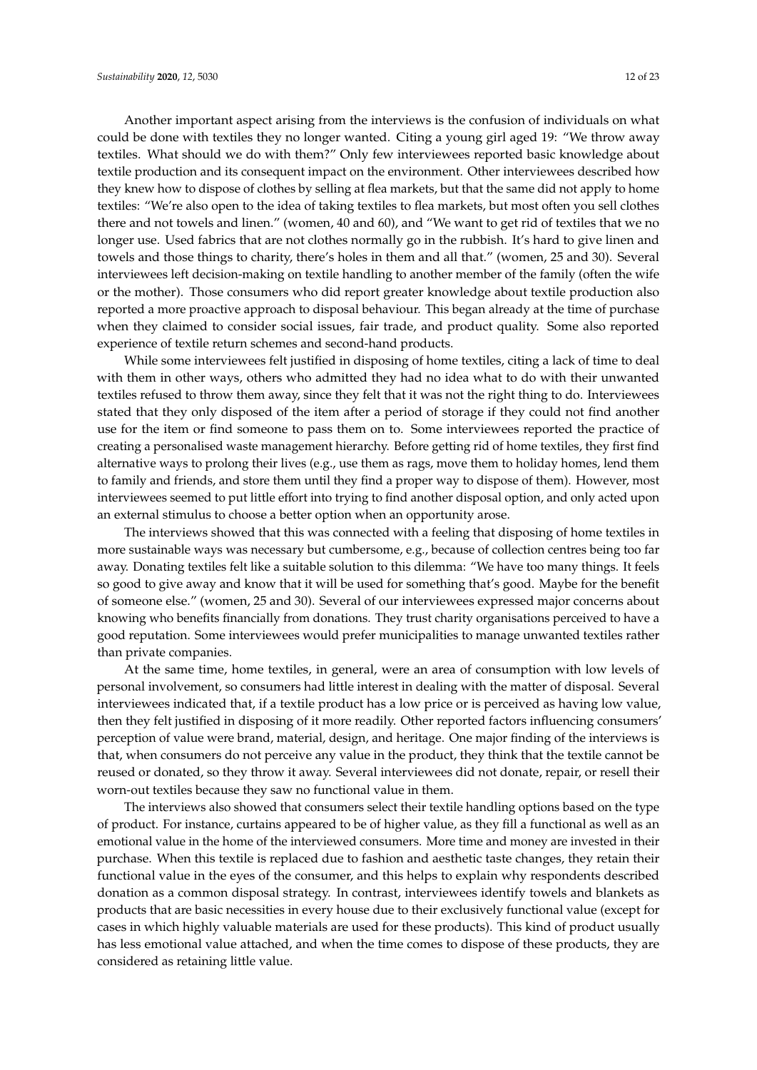Another important aspect arising from the interviews is the confusion of individuals on what could be done with textiles they no longer wanted. Citing a young girl aged 19: "We throw away textiles. What should we do with them?" Only few interviewees reported basic knowledge about textile production and its consequent impact on the environment. Other interviewees described how they knew how to dispose of clothes by selling at flea markets, but that the same did not apply to home textiles: "We're also open to the idea of taking textiles to flea markets, but most often you sell clothes there and not towels and linen." (women, 40 and 60), and "We want to get rid of textiles that we no longer use. Used fabrics that are not clothes normally go in the rubbish. It's hard to give linen and towels and those things to charity, there's holes in them and all that." (women, 25 and 30). Several interviewees left decision-making on textile handling to another member of the family (often the wife or the mother). Those consumers who did report greater knowledge about textile production also reported a more proactive approach to disposal behaviour. This began already at the time of purchase when they claimed to consider social issues, fair trade, and product quality. Some also reported experience of textile return schemes and second-hand products.

While some interviewees felt justified in disposing of home textiles, citing a lack of time to deal with them in other ways, others who admitted they had no idea what to do with their unwanted textiles refused to throw them away, since they felt that it was not the right thing to do. Interviewees stated that they only disposed of the item after a period of storage if they could not find another use for the item or find someone to pass them on to. Some interviewees reported the practice of creating a personalised waste management hierarchy. Before getting rid of home textiles, they first find alternative ways to prolong their lives (e.g., use them as rags, move them to holiday homes, lend them to family and friends, and store them until they find a proper way to dispose of them). However, most interviewees seemed to put little effort into trying to find another disposal option, and only acted upon an external stimulus to choose a better option when an opportunity arose.

The interviews showed that this was connected with a feeling that disposing of home textiles in more sustainable ways was necessary but cumbersome, e.g., because of collection centres being too far away. Donating textiles felt like a suitable solution to this dilemma: "We have too many things. It feels so good to give away and know that it will be used for something that's good. Maybe for the benefit of someone else." (women, 25 and 30). Several of our interviewees expressed major concerns about knowing who benefits financially from donations. They trust charity organisations perceived to have a good reputation. Some interviewees would prefer municipalities to manage unwanted textiles rather than private companies.

At the same time, home textiles, in general, were an area of consumption with low levels of personal involvement, so consumers had little interest in dealing with the matter of disposal. Several interviewees indicated that, if a textile product has a low price or is perceived as having low value, then they felt justified in disposing of it more readily. Other reported factors influencing consumers' perception of value were brand, material, design, and heritage. One major finding of the interviews is that, when consumers do not perceive any value in the product, they think that the textile cannot be reused or donated, so they throw it away. Several interviewees did not donate, repair, or resell their worn-out textiles because they saw no functional value in them.

The interviews also showed that consumers select their textile handling options based on the type of product. For instance, curtains appeared to be of higher value, as they fill a functional as well as an emotional value in the home of the interviewed consumers. More time and money are invested in their purchase. When this textile is replaced due to fashion and aesthetic taste changes, they retain their functional value in the eyes of the consumer, and this helps to explain why respondents described donation as a common disposal strategy. In contrast, interviewees identify towels and blankets as products that are basic necessities in every house due to their exclusively functional value (except for cases in which highly valuable materials are used for these products). This kind of product usually has less emotional value attached, and when the time comes to dispose of these products, they are considered as retaining little value.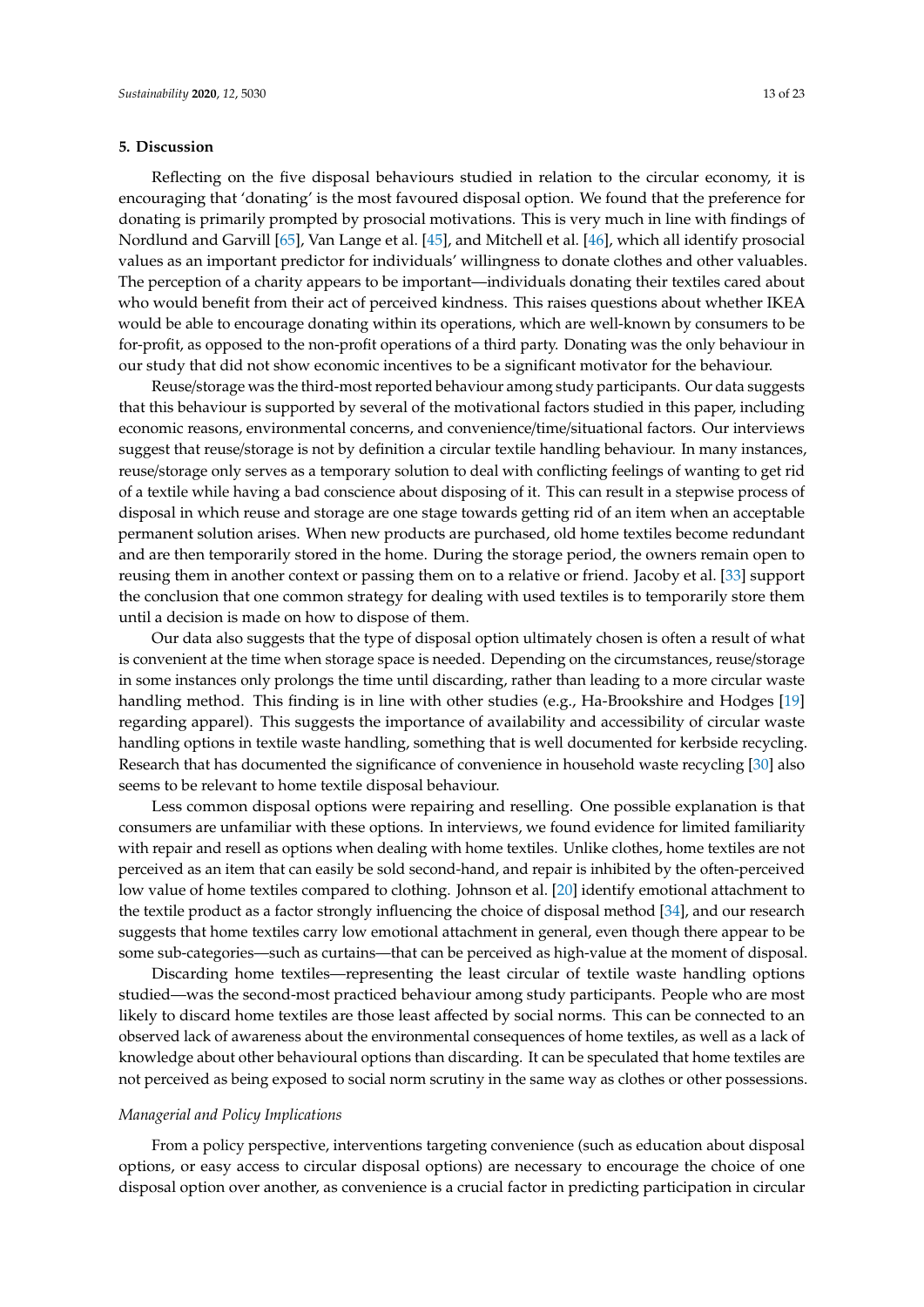## 5. Discussion

Reflecting on the five disposal behaviours studied in relation to the circular economy, it is encouraging that 'donating' is the most favoured disposal option. We found that the preference for donating is primarily prompted by prosocial motivations. This is very much in line with findings of Nordlund and Garvill [65], Van Lange et al. [45], and Mitchell et al. [46], which all identify prosocial values as an important predictor for individuals' willingness to donate clothes and other valuables. The perception of a charity appears to be important—individuals donating their textiles cared about who would benefit from their act of perceived kindness. This raises questions about whether IKEA would be able to encourage donating within its operations, which are well-known by consumers to be for-profit, as opposed to the non-profit operations of a third party. Donating was the only behaviour in our study that did not show economic incentives to be a significant motivator for the behaviour.

Reuse/storage was the third-most reported behaviour among study participants. Our data suggests that this behaviour is supported by several of the motivational factors studied in this paper, including economic reasons, environmental concerns, and convenience/time/situational factors. Our interviews suggest that reuse/storage is not by definition a circular textile handling behaviour. In many instances, reuse/storage only serves as a temporary solution to deal with conflicting feelings of wanting to get rid of a textile while having a bad conscience about disposing of it. This can result in a stepwise process of disposal in which reuse and storage are one stage towards getting rid of an item when an acceptable permanent solution arises. When new products are purchased, old home textiles become redundant and are then temporarily stored in the home. During the storage period, the owners remain open to reusing them in another context or passing them on to a relative or friend. Jacoby et al. [33] support the conclusion that one common strategy for dealing with used textiles is to temporarily store them until a decision is made on how to dispose of them.

Our data also suggests that the type of disposal option ultimately chosen is often a result of what is convenient at the time when storage space is needed. Depending on the circumstances, reuse/storage in some instances only prolongs the time until discarding, rather than leading to a more circular waste handling method. This finding is in line with other studies (e.g., Ha-Brookshire and Hodges [19] regarding apparel). This suggests the importance of availability and accessibility of circular waste handling options in textile waste handling, something that is well documented for kerbside recycling. Research that has documented the significance of convenience in household waste recycling [30] also seems to be relevant to home textile disposal behaviour.

Less common disposal options were repairing and reselling. One possible explanation is that consumers are unfamiliar with these options. In interviews, we found evidence for limited familiarity with repair and resell as options when dealing with home textiles. Unlike clothes, home textiles are not perceived as an item that can easily be sold second-hand, and repair is inhibited by the often-perceived low value of home textiles compared to clothing. Johnson et al. [20] identify emotional attachment to the textile product as a factor strongly influencing the choice of disposal method [34], and our research suggests that home textiles carry low emotional attachment in general, even though there appear to be some sub-categories—such as curtains—that can be perceived as high-value at the moment of disposal.

Discarding home textiles—representing the least circular of textile waste handling options studied—was the second-most practiced behaviour among study participants. People who are most likely to discard home textiles are those least affected by social norms. This can be connected to an observed lack of awareness about the environmental consequences of home textiles, as well as a lack of knowledge about other behavioural options than discarding. It can be speculated that home textiles are not perceived as being exposed to social norm scrutiny in the same way as clothes or other possessions.

### *Managerial and Policy Implications*

From a policy perspective, interventions targeting convenience (such as education about disposal options, or easy access to circular disposal options) are necessary to encourage the choice of one disposal option over another, as convenience is a crucial factor in predicting participation in circular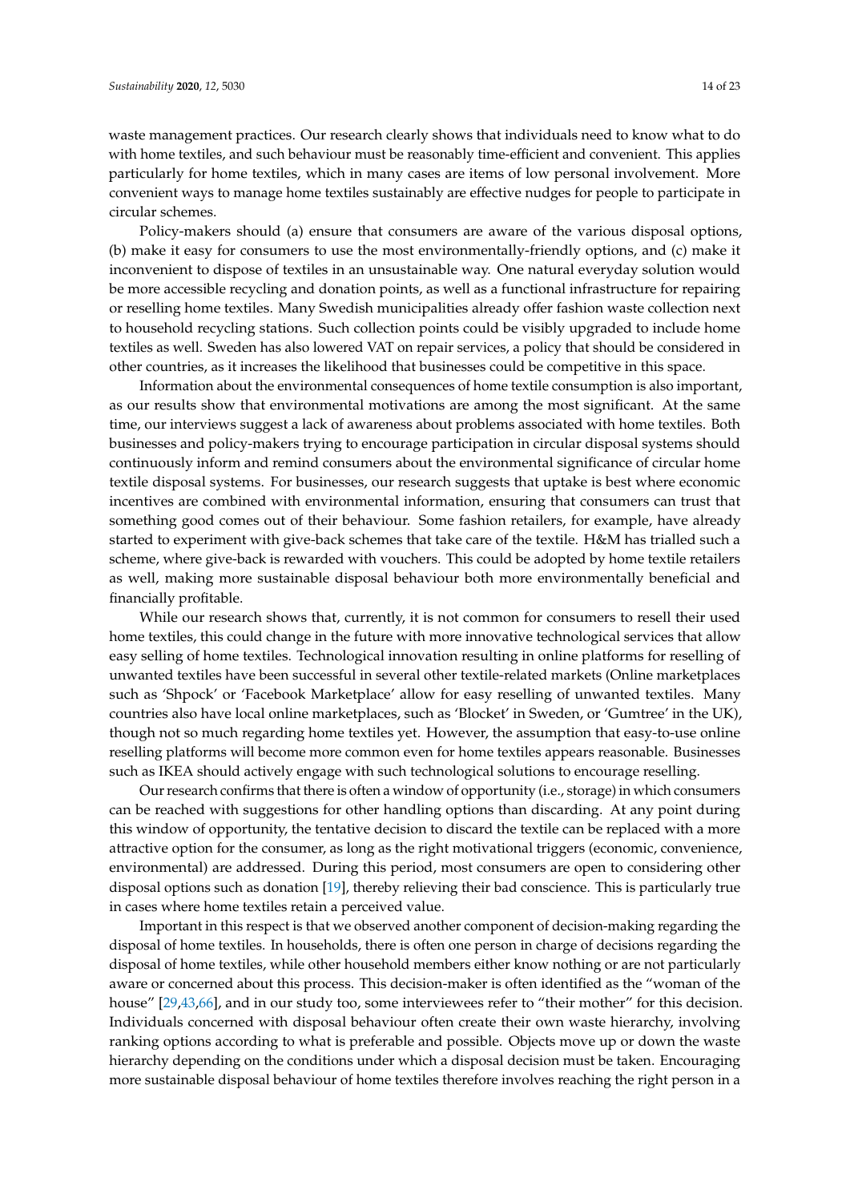waste management practices. Our research clearly shows that individuals need to know what to do with home textiles, and such behaviour must be reasonably time-efficient and convenient. This applies particularly for home textiles, which in many cases are items of low personal involvement. More convenient ways to manage home textiles sustainably are effective nudges for people to participate in circular schemes.

Policy-makers should (a) ensure that consumers are aware of the various disposal options, (b) make it easy for consumers to use the most environmentally-friendly options, and (c) make it inconvenient to dispose of textiles in an unsustainable way. One natural everyday solution would be more accessible recycling and donation points, as well as a functional infrastructure for repairing or reselling home textiles. Many Swedish municipalities already offer fashion waste collection next to household recycling stations. Such collection points could be visibly upgraded to include home textiles as well. Sweden has also lowered VAT on repair services, a policy that should be considered in other countries, as it increases the likelihood that businesses could be competitive in this space.

Information about the environmental consequences of home textile consumption is also important, as our results show that environmental motivations are among the most significant. At the same time, our interviews suggest a lack of awareness about problems associated with home textiles. Both businesses and policy-makers trying to encourage participation in circular disposal systems should continuously inform and remind consumers about the environmental significance of circular home textile disposal systems. For businesses, our research suggests that uptake is best where economic incentives are combined with environmental information, ensuring that consumers can trust that something good comes out of their behaviour. Some fashion retailers, for example, have already started to experiment with give-back schemes that take care of the textile. H&M has trialled such a scheme, where give-back is rewarded with vouchers. This could be adopted by home textile retailers as well, making more sustainable disposal behaviour both more environmentally beneficial and financially profitable.

While our research shows that, currently, it is not common for consumers to resell their used home textiles, this could change in the future with more innovative technological services that allow easy selling of home textiles. Technological innovation resulting in online platforms for reselling of unwanted textiles have been successful in several other textile-related markets (Online marketplaces such as 'Shpock' or 'Facebook Marketplace' allow for easy reselling of unwanted textiles. Many countries also have local online marketplaces, such as 'Blocket' in Sweden, or 'Gumtree' in the UK), though not so much regarding home textiles yet. However, the assumption that easy-to-use online reselling platforms will become more common even for home textiles appears reasonable. Businesses such as IKEA should actively engage with such technological solutions to encourage reselling.

Our research confirms that there is often a window of opportunity (i.e., storage) in which consumers can be reached with suggestions for other handling options than discarding. At any point during this window of opportunity, the tentative decision to discard the textile can be replaced with a more attractive option for the consumer, as long as the right motivational triggers (economic, convenience, environmental) are addressed. During this period, most consumers are open to considering other disposal options such as donation [19], thereby relieving their bad conscience. This is particularly true in cases where home textiles retain a perceived value.

Important in this respect is that we observed another component of decision-making regarding the disposal of home textiles. In households, there is often one person in charge of decisions regarding the disposal of home textiles, while other household members either know nothing or are not particularly aware or concerned about this process. This decision-maker is often identified as the "woman of the house" [29,43,66], and in our study too, some interviewees refer to "their mother" for this decision. Individuals concerned with disposal behaviour often create their own waste hierarchy, involving ranking options according to what is preferable and possible. Objects move up or down the waste hierarchy depending on the conditions under which a disposal decision must be taken. Encouraging more sustainable disposal behaviour of home textiles therefore involves reaching the right person in a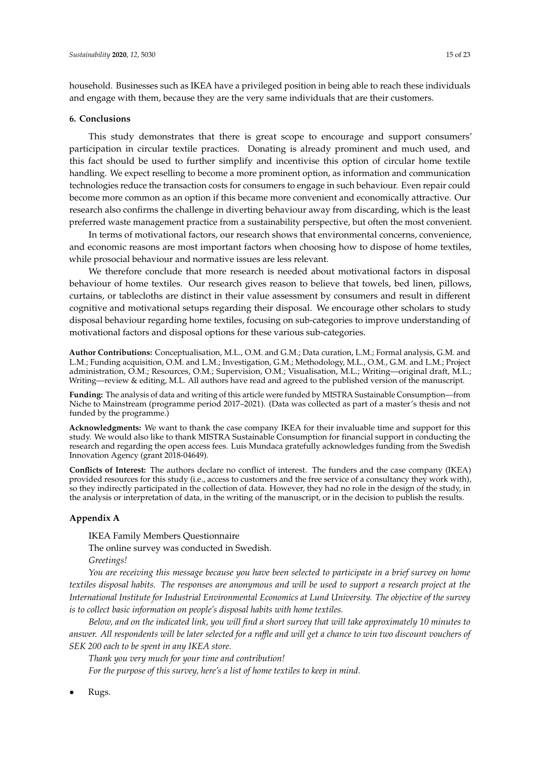household. Businesses such as IKEA have a privileged position in being able to reach these individuals and engage with them, because they are the very same individuals that are their customers.

## 6. Conclusions

This study demonstrates that there is great scope to encourage and support consumers' participation in circular textile practices. Donating is already prominent and much used, and this fact should be used to further simplify and incentivise this option of circular home textile handling. We expect reselling to become a more prominent option, as information and communication technologies reduce the transaction costs for consumers to engage in such behaviour. Even repair could become more common as an option if this became more convenient and economically attractive. Our research also confirms the challenge in diverting behaviour away from discarding, which is the least preferred waste management practice from a sustainability perspective, but often the most convenient.

In terms of motivational factors, our research shows that environmental concerns, convenience, and economic reasons are most important factors when choosing how to dispose of home textiles, while prosocial behaviour and normative issues are less relevant.

We therefore conclude that more research is needed about motivational factors in disposal behaviour of home textiles. Our research gives reason to believe that towels, bed linen, pillows, curtains, or tablecloths are distinct in their value assessment by consumers and result in different cognitive and motivational setups regarding their disposal. We encourage other scholars to study disposal behaviour regarding home textiles, focusing on sub-categories to improve understanding of motivational factors and disposal options for these various sub-categories.

**Author Contributions:** Conceptualisation, M.L., O.M. and G.M.; Data curation, L.M.; Formal analysis, G.M. and L.M.; Funding acquisition, O.M. and L.M.; Investigation, G.M.; Methodology, M.L., O.M., G.M. and L.M.; Project administration, O.M.; Resources, O.M.; Supervision, O.M.; Visualisation, M.L.; Writing—original draft, M.L.; Writing—review & editing, M.L. All authors have read and agreed to the published version of the manuscript.

**Funding:** The analysis of data and writing of this article were funded by MISTRA Sustainable Consumption—from Niche to Mainstream (programme period 2017–2021). (Data was collected as part of a master's thesis and not funded by the programme.)

**Acknowledgments:** We want to thank the case company IKEA for their invaluable time and support for this study. We would also like to thank MISTRA Sustainable Consumption for financial support in conducting the research and regarding the open access fees. Luis Mundaca gratefully acknowledges funding from the Swedish Innovation Agency (grant 2018-04649).

**Conflicts of Interest:** The authors declare no conflict of interest. The funders and the case company (IKEA) provided resources for this study (i.e., access to customers and the free service of a consultancy they work with), so they indirectly participated in the collection of data. However, they had no role in the design of the study, in the analysis or interpretation of data, in the writing of the manuscript, or in the decision to publish the results.

## Appendix A

IKEA Family Members Questionnaire

The online survey was conducted in Swedish.

*Greetings!*

*You are receiving this message because you have been selected to participate in a brief survey on home textiles disposal habits. The responses are anonymous and will be used to support a research project at the International Institute for Industrial Environmental Economics at Lund University. The objective of the survey is to collect basic information on people's disposal habits with home textiles.*

*Below, and on the indicated link, you will find a short survey that will take approximately 10 minutes to answer. All respondents will be later selected for a raffle and will get a chance to win two discount vouchers of SEK 200 each to be spent in any IKEA store.*

*Thank you very much for your time and contribution!*

*For the purpose of this survey, here's a list of home textiles to keep in mind.*

- Rugs.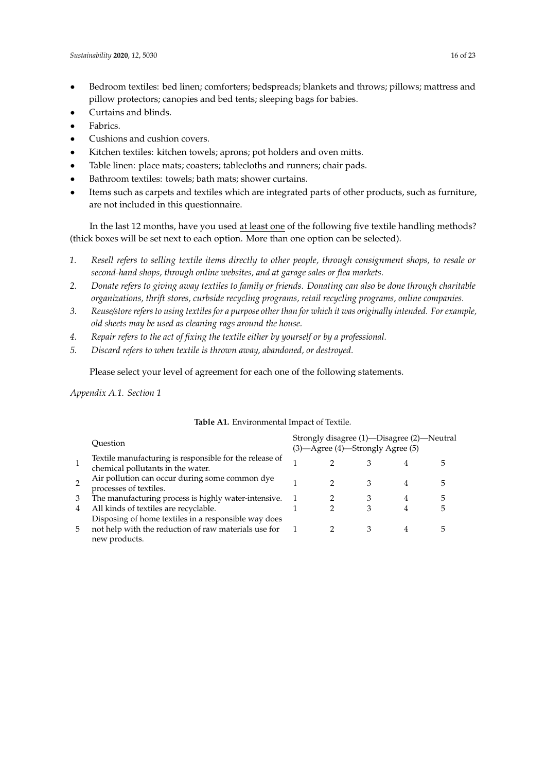- Bedroom textiles: bed linen; comforters; bedspreads; blankets and throws; pillows; mattress and pillow protectors; canopies and bed tents; sleeping bags for babies.
- Curtains and blinds.
- Fabrics.
- Cushions and cushion covers.
- Kitchen textiles: kitchen towels; aprons; pot holders and oven mitts.
- Table linen: place mats; coasters; tablecloths and runners; chair pads.
- Bathroom textiles: towels; bath mats; shower curtains.
- Items such as carpets and textiles which are integrated parts of other products, such as furniture, are not included in this questionnaire.

In the last 12 months, have you used <u>at least one</u> of the following five textile handling methods? (thick boxes will be set next to each option. More than one option can be selected).

1. *Resell refers to selling textile items directly to other people, through consignment shops, to resale or second-hand shops, through online websites, and at garage sales or flea markets.*
2. *Donate refers to giving away textiles to family or friends. Donating can also be done through charitable organizations, thrift stores, curbside recycling programs, retail recycling programs, online companies.*
3. *Reuse/store refers to using textiles for a purpose other than for which it was originally intended. For example, old sheets may be used as cleaning rags around the house.*
4. *Repair refers to the act of fixing the textile either by yourself or by a professional.*
5. *Discard refers to when textile is thrown away, abandoned, or destroyed.*

Please select your level of agreement for each one of the following statements.

*Appendix A.1. Section 1*

**Table A1.** Environmental Impact of Textile.

| | Question | Strongly disagree (1)—Disagree (2)—Neutral (3)—Agree (4)—Strongly Agree (5) | | | | |
|---|---|---|---|---|---|---|
| 1 | Textile manufacturing is responsible for the release of chemical pollutants in the water. | 1 | 2 | 3 | 4 | 5 |
| 2 | Air pollution can occur during some common dye processes of textiles. | 1 | 2 | 3 | 4 | 5 |
| 3 | The manufacturing process is highly water-intensive. | 1 | 2 | 3 | 4 | 5 |
| 4 | All kinds of textiles are recyclable. | 1 | 2 | 3 | 4 | 5 |
| 5 | Disposing of home textiles in a responsible way does not help with the reduction of raw materials use for new products. | 1 | 2 | 3 | 4 | 5 |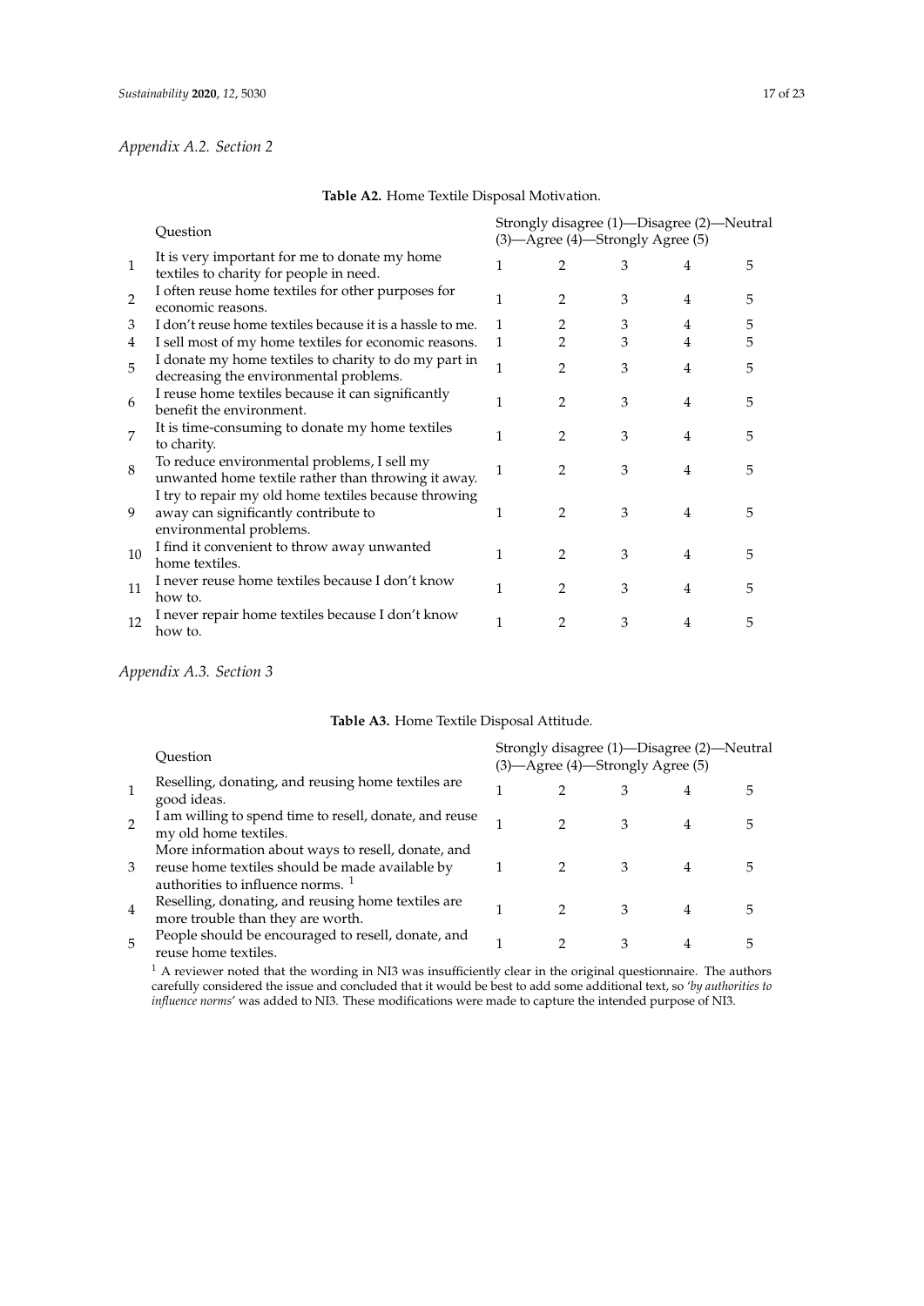*Appendix A.2. Section 2*

**Table A2.** Home Textile Disposal Motivation.

| | Question | Strongly disagree (1)—Disagree (2)—Neutral (3)—Agree (4)—Strongly Agree (5) | | | | |
|---|---|---|---|---|---|---|
| 1 | It is very important for me to donate my home textiles to charity for people in need. | 1 | 2 | 3 | 4 | 5 |
| 2 | I often reuse home textiles for other purposes for economic reasons. | 1 | 2 | 3 | 4 | 5 |
| 3 | I don't reuse home textiles because it is a hassle to me. | 1 | 2 | 3 | 4 | 5 |
| 4 | I sell most of my home textiles for economic reasons. | 1 | 2 | 3 | 4 | 5 |
| 5 | I donate my home textiles to charity to do my part in decreasing the environmental problems. | 1 | 2 | 3 | 4 | 5 |
| 6 | I reuse home textiles because it can significantly benefit the environment. | 1 | 2 | 3 | 4 | 5 |
| 7 | It is time-consuming to donate my home textiles to charity. | 1 | 2 | 3 | 4 | 5 |
| 8 | To reduce environmental problems, I sell my unwanted home textile rather than throwing it away. | 1 | 2 | 3 | 4 | 5 |
| 9 | I try to repair my old home textiles because throwing away can significantly contribute to environmental problems. | 1 | 2 | 3 | 4 | 5 |
| 10 | I find it convenient to throw away unwanted home textiles. | 1 | 2 | 3 | 4 | 5 |
| 11 | I never reuse home textiles because I don't know how to. | 1 | 2 | 3 | 4 | 5 |
| 12 | I never repair home textiles because I don't know how to. | 1 | 2 | 3 | 4 | 5 |

*Appendix A.3. Section 3*

**Table A3.** Home Textile Disposal Attitude.

| | Question | Strongly disagree (1)—Disagree (2)—Neutral (3)—Agree (4)—Strongly Agree (5) | | | | |
|---|---|---|---|---|---|---|
| 1 | Reselling, donating, and reusing home textiles are good ideas. | 1 | 2 | 3 | 4 | 5 |
| 2 | I am willing to spend time to resell, donate, and reuse my old home textiles. | 1 | 2 | 3 | 4 | 5 |
| 3 | More information about ways to resell, donate, and reuse home textiles should be made available by authorities to influence norms. [1] | 1 | 2 | 3 | 4 | 5 |
| 4 | Reselling, donating, and reusing home textiles are more trouble than they are worth. | 1 | 2 | 3 | 4 | 5 |
| 5 | People should be encouraged to resell, donate, and reuse home textiles. | 1 | 2 | 3 | 4 | 5 |

[1] A reviewer noted that the wording in NI3 was insufficiently clear in the original questionnaire. The authors carefully considered the issue and concluded that it would be best to add some additional text, so '*by authorities to influence norms*' was added to NI3. These modifications were made to capture the intended purpose of NI3.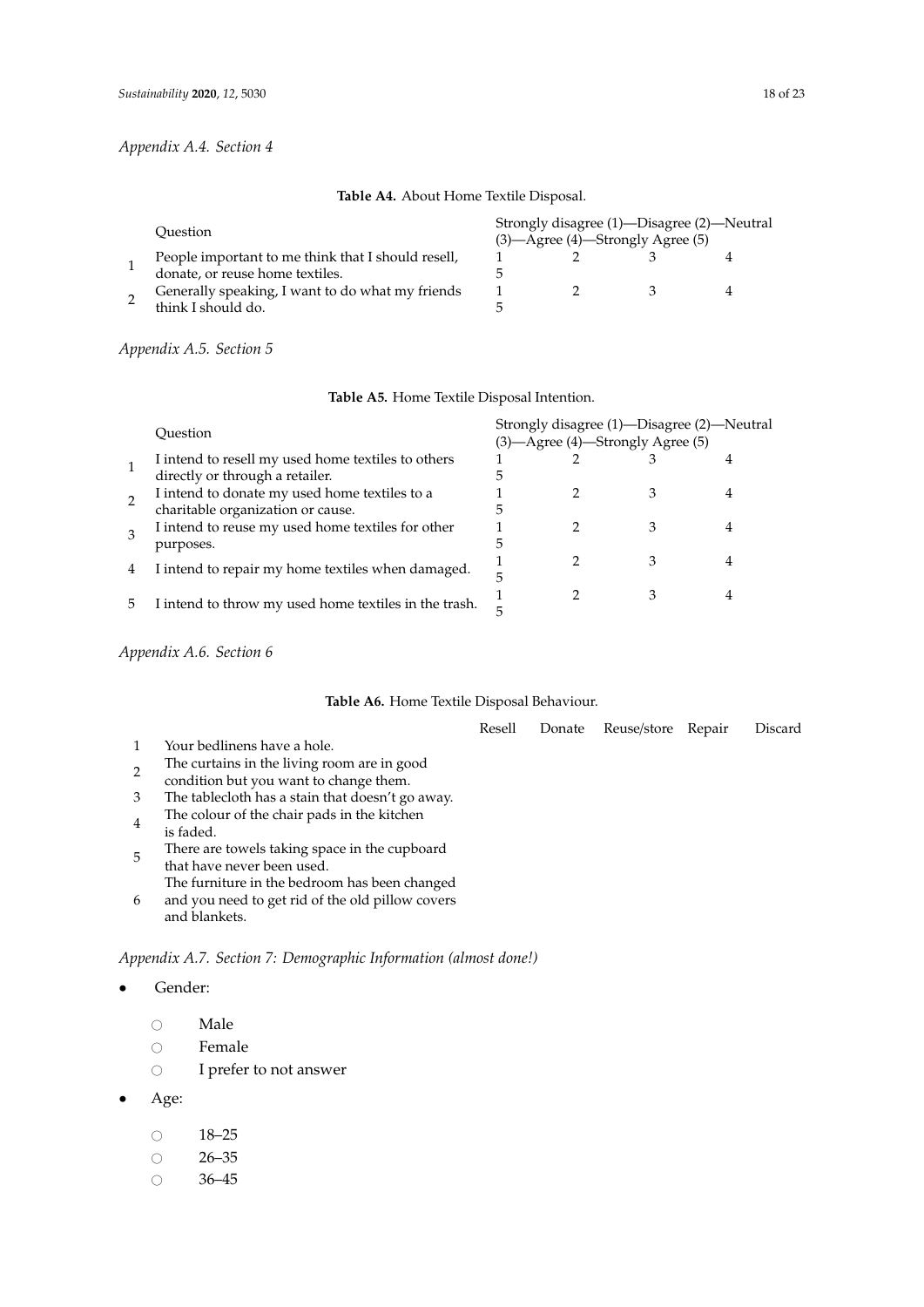*Appendix A.4. Section 4*

**Table A4.** About Home Textile Disposal.

| | Question | Strongly disagree (1)—Disagree (2)—Neutral (3)—Agree (4)—Strongly Agree (5) | | | | |
|---|---|---|---|---|---|---|
| 1 | People important to me think that I should resell, donate, or reuse home textiles. | 1 | 2 | 3 | 4 | 5 |
| 2 | Generally speaking, I want to do what my friends think I should do. | 1 | 2 | 3 | 4 | 5 |

*Appendix A.5. Section 5*

**Table A5.** Home Textile Disposal Intention.

| | Question | Strongly disagree (1)—Disagree (2)—Neutral (3)—Agree (4)—Strongly Agree (5) | | | | |
|---|---|---|---|---|---|---|
| 1 | I intend to resell my used home textiles to others directly or through a retailer. | 1 | 2 | 3 | 4 | 5 |
| 2 | I intend to donate my used home textiles to a charitable organization or cause. | 1 | 2 | 3 | 4 | 5 |
| 3 | I intend to reuse my used home textiles for other purposes. | 1 | 2 | 3 | 4 | 5 |
| 4 | I intend to repair my home textiles when damaged. | 1 | 2 | 3 | 4 | 5 |
| 5 | I intend to throw my used home textiles in the trash. | 1 | 2 | 3 | 4 | 5 |

*Appendix A.6. Section 6*

**Table A6.** Home Textile Disposal Behaviour.

| | | Resell | Donate | Reuse/store | Repair | Discard |
|---|---|---|---|---|---|---|
| 1 | Your bedlinens have a hole. | | | | | |
| 2 | The curtains in the living room are in good condition but you want to change them. | | | | | |
| 3 | The tablecloth has a stain that doesn't go away. | | | | | |
| 4 | The colour of the chair pads in the kitchen is faded. | | | | | |
| 5 | There are towels taking space in the cupboard that have never been used. | | | | | |
| 6 | The furniture in the bedroom has been changed and you need to get rid of the old pillow covers and blankets. | | | | | |

*Appendix A.7. Section 7: Demographic Information (almost done!)*

- Gender:
  - ○ Male
  - ○ Female
  - ○ I prefer to not answer
- Age:
  - ○ 18–25
  - ○ 26–35
  - ○ 36–45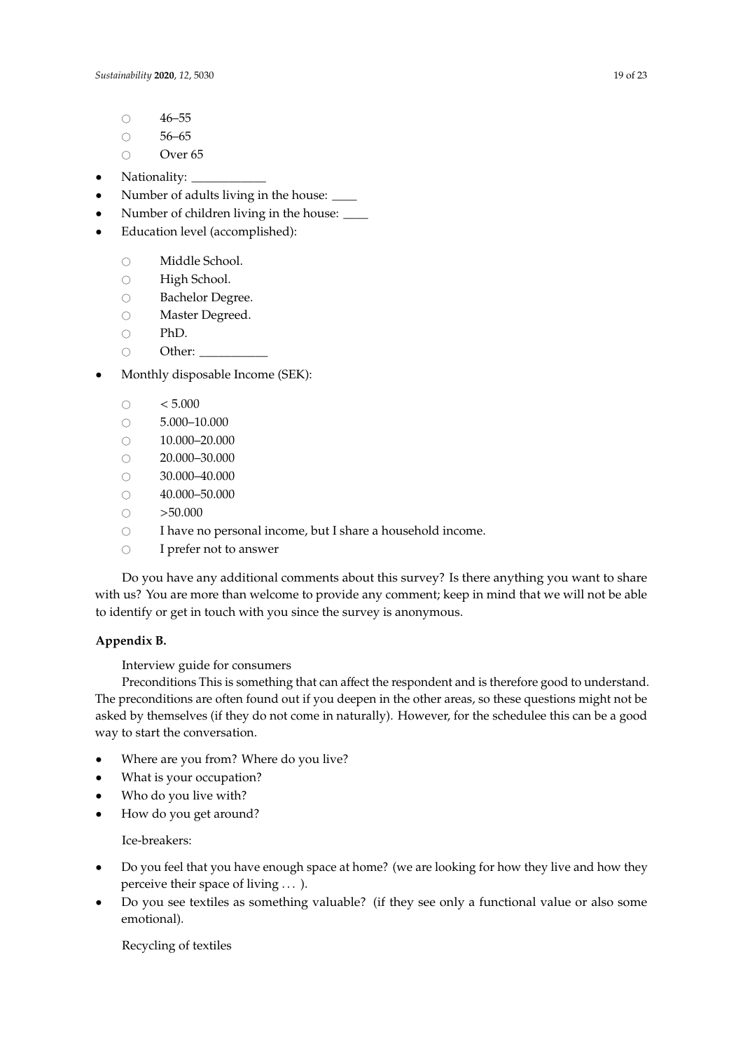- ○ 46–55
- ○ 56–65
- ○ Over 65

- Nationality: ___________
- Number of adults living in the house: ____
- Number of children living in the house: ____
- Education level (accomplished):
  - ○ Middle School.
  - ○ High School.
  - ○ Bachelor Degree.
  - ○ Master Degreed.
  - ○ PhD.
  - ○ Other: __________
- Monthly disposable Income (SEK):
  - ○ < 5.000
  - ○ 5.000–10.000
  - ○ 10.000–20.000
  - ○ 20.000–30.000
  - ○ 30.000–40.000
  - ○ 40.000–50.000
  - ○ >50.000
  - ○ I have no personal income, but I share a household income.
  - ○ I prefer not to answer

Do you have any additional comments about this survey? Is there anything you want to share with us? You are more than welcome to provide any comment; keep in mind that we will not be able to identify or get in touch with you since the survey is anonymous.

**Appendix B.**

Interview guide for consumers

Preconditions This is something that can affect the respondent and is therefore good to understand. The preconditions are often found out if you deepen in the other areas, so these questions might not be asked by themselves (if they do not come in naturally). However, for the schedulee this can be a good way to start the conversation.

- Where are you from? Where do you live?
- What is your occupation?
- Who do you live with?
- How do you get around?

Ice-breakers:

- Do you feel that you have enough space at home? (we are looking for how they live and how they perceive their space of living . . . ).
- Do you see textiles as something valuable? (if they see only a functional value or also some emotional).

Recycling of textiles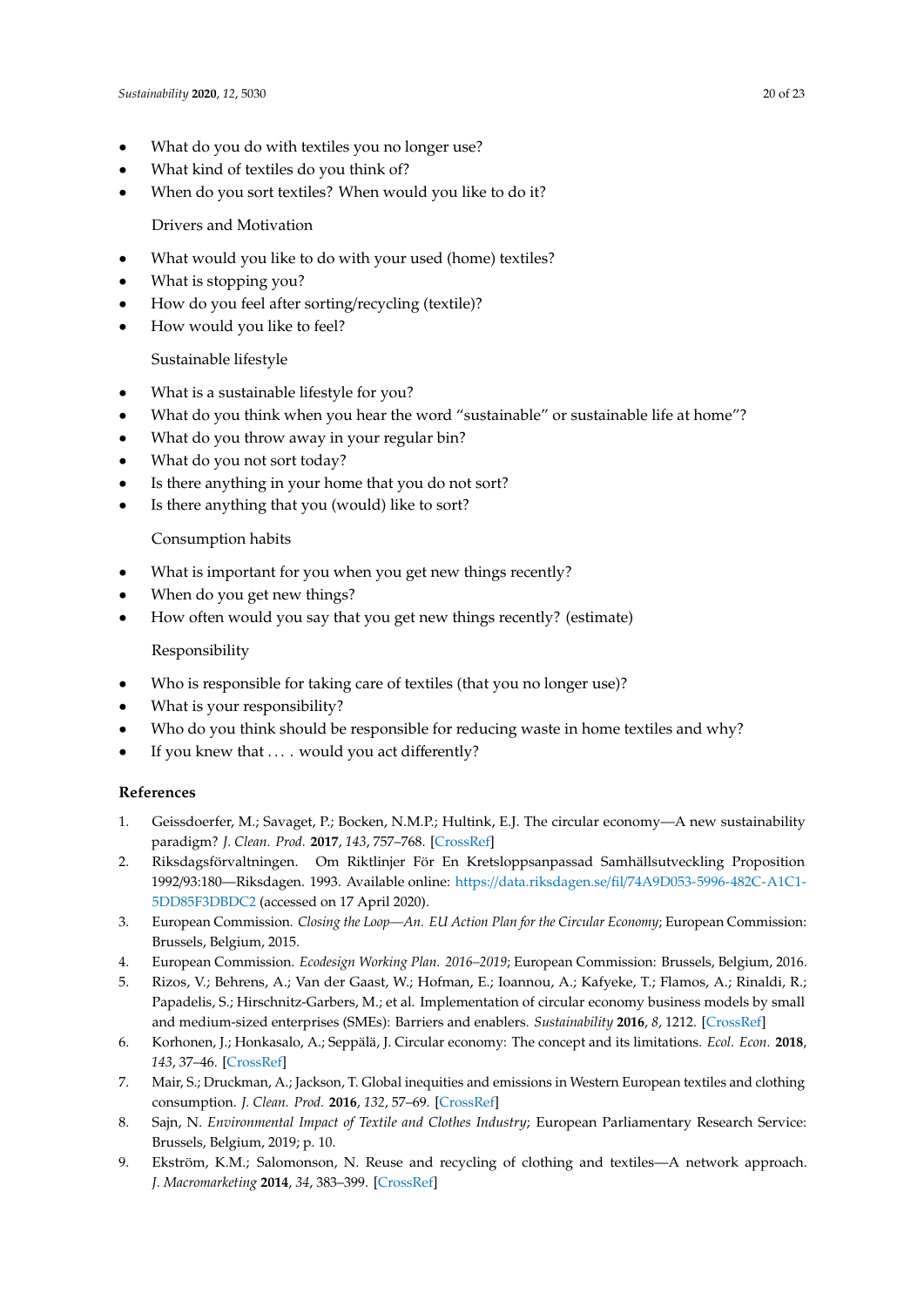- What do you do with textiles you no longer use?
- What kind of textiles do you think of?
- When do you sort textiles? When would you like to do it?

Drivers and Motivation

- What would you like to do with your used (home) textiles?
- What is stopping you?
- How do you feel after sorting/recycling (textile)?
- How would you like to feel?

Sustainable lifestyle

- What is a sustainable lifestyle for you?
- What do you think when you hear the word "sustainable" or sustainable life at home"?
- What do you throw away in your regular bin?
- What do you not sort today?
- Is there anything in your home that you do not sort?
- Is there anything that you (would) like to sort?

Consumption habits

- What is important for you when you get new things recently?
- When do you get new things?
- How often would you say that you get new things recently? (estimate)

Responsibility

- Who is responsible for taking care of textiles (that you no longer use)?
- What is your responsibility?
- Who do you think should be responsible for reducing waste in home textiles and why?
- If you knew that . . . . would you act differently?

## References

1. Geissdoerfer, M.; Savaget, P.; Bocken, N.M.P.; Hultink, E.J. The circular economy—A new sustainability paradigm? *J. Clean. Prod.* **2017**, *143*, 757–768. [CrossRef]
2. Riksdagsförvaltningen. Om Riktlinjer För En Kretsloppsanpassad Samhällsutveckling Proposition 1992/93:180—Riksdagen. 1993. Available online: https://data.riksdagen.se/fil/74A9D053-5996-482C-A1C1-5DD85F3DBDC2 (accessed on 17 April 2020).
3. European Commission. *Closing the Loop—An. EU Action Plan for the Circular Economy*; European Commission: Brussels, Belgium, 2015.
4. European Commission. *Ecodesign Working Plan. 2016–2019*; European Commission: Brussels, Belgium, 2016.
5. Rizos, V.; Behrens, A.; Van der Gaast, W.; Hofman, E.; Ioannou, A.; Kafyeke, T.; Flamos, A.; Rinaldi, R.; Papadelis, S.; Hirschnitz-Garbers, M.; et al. Implementation of circular economy business models by small and medium-sized enterprises (SMEs): Barriers and enablers. *Sustainability* **2016**, *8*, 1212. [CrossRef]
6. Korhonen, J.; Honkasalo, A.; Seppälä, J. Circular economy: The concept and its limitations. *Ecol. Econ.* **2018**, *143*, 37–46. [CrossRef]
7. Mair, S.; Druckman, A.; Jackson, T. Global inequities and emissions in Western European textiles and clothing consumption. *J. Clean. Prod.* **2016**, *132*, 57–69. [CrossRef]
8. Sajn, N. *Environmental Impact of Textile and Clothes Industry*; European Parliamentary Research Service: Brussels, Belgium, 2019; p. 10.
9. Ekström, K.M.; Salomonson, N. Reuse and recycling of clothing and textiles—A network approach. *J. Macromarketing* **2014**, *34*, 383–399. [CrossRef]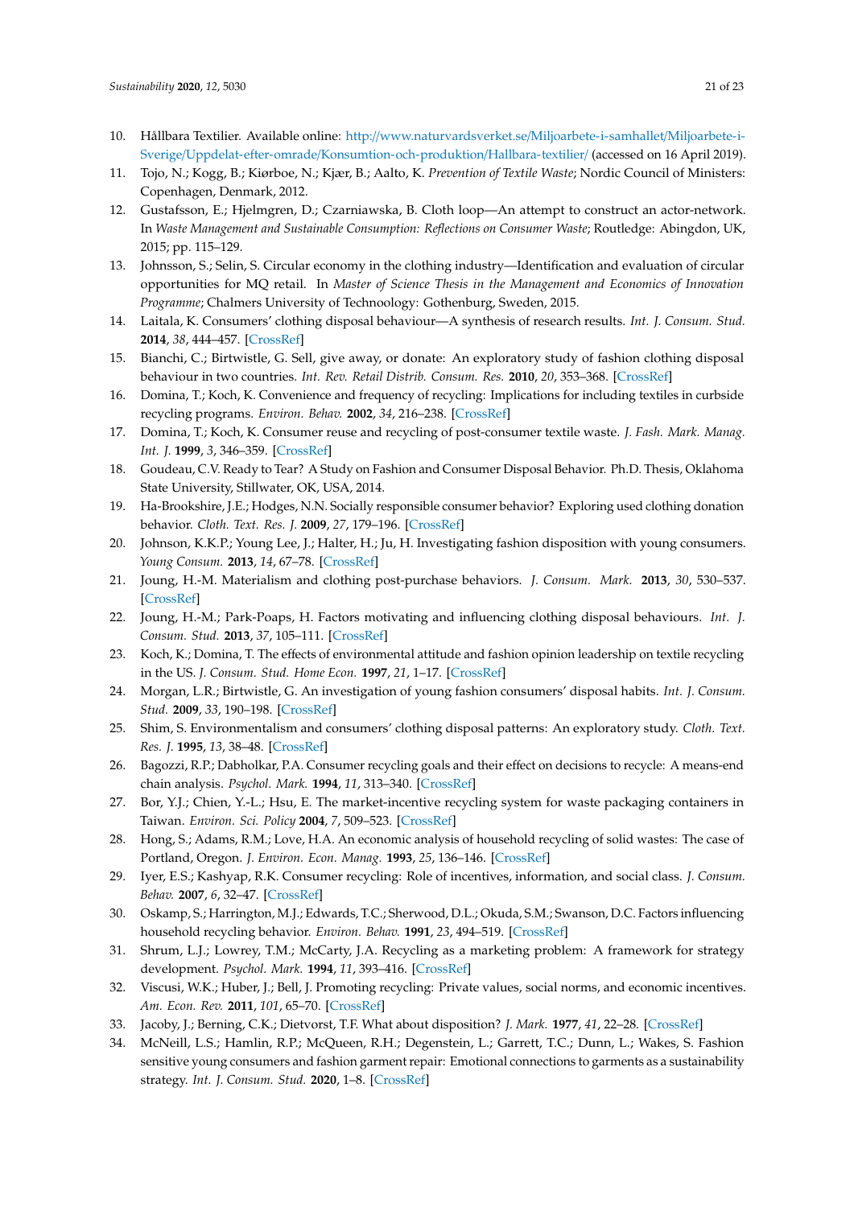10. Hållbara Textilier. Available online: http://www.naturvardsverket.se/Miljoarbete-i-samhallet/Miljoarbete-i-Sverige/Uppdelat-efter-omrade/Konsumtion-och-produktion/Hallbara-textilier/ (accessed on 16 April 2019).
11. Tojo, N.; Kogg, B.; Kiørboe, N.; Kjær, B.; Aalto, K. *Prevention of Textile Waste*; Nordic Council of Ministers: Copenhagen, Denmark, 2012.
12. Gustafsson, E.; Hjelmgren, D.; Czarniawska, B. Cloth loop—An attempt to construct an actor-network. In *Waste Management and Sustainable Consumption: Reflections on Consumer Waste*; Routledge: Abingdon, UK, 2015; pp. 115–129.
13. Johnsson, S.; Selin, S. Circular economy in the clothing industry—Identification and evaluation of circular opportunities for MQ retail. In *Master of Science Thesis in the Management and Economics of Innovation Programme*; Chalmers University of Technology: Gothenburg, Sweden, 2015.
14. Laitala, K. Consumers' clothing disposal behaviour—A synthesis of research results. *Int. J. Consum. Stud.* **2014**, *38*, 444–457. [CrossRef]
15. Bianchi, C.; Birtwistle, G. Sell, give away, or donate: An exploratory study of fashion clothing disposal behaviour in two countries. *Int. Rev. Retail Distrib. Consum. Res.* **2010**, *20*, 353–368. [CrossRef]
16. Domina, T.; Koch, K. Convenience and frequency of recycling: Implications for including textiles in curbside recycling programs. *Environ. Behav.* **2002**, *34*, 216–238. [CrossRef]
17. Domina, T.; Koch, K. Consumer reuse and recycling of post-consumer textile waste. *J. Fash. Mark. Manag. Int. J.* **1999**, *3*, 346–359. [CrossRef]
18. Goudeau, C.V. Ready to Tear? A Study on Fashion and Consumer Disposal Behavior. Ph.D. Thesis, Oklahoma State University, Stillwater, OK, USA, 2014.
19. Ha-Brookshire, J.E.; Hodges, N.N. Socially responsible consumer behavior? Exploring used clothing donation behavior. *Cloth. Text. Res. J.* **2009**, *27*, 179–196. [CrossRef]
20. Johnson, K.K.P.; Young Lee, J.; Halter, H.; Ju, H. Investigating fashion disposition with young consumers. *Young Consum.* **2013**, *14*, 67–78. [CrossRef]
21. Joung, H.-M. Materialism and clothing post-purchase behaviors. *J. Consum. Mark.* **2013**, *30*, 530–537. [CrossRef]
22. Joung, H.-M.; Park-Poaps, H. Factors motivating and influencing clothing disposal behaviours. *Int. J. Consum. Stud.* **2013**, *37*, 105–111. [CrossRef]
23. Koch, K.; Domina, T. The effects of environmental attitude and fashion opinion leadership on textile recycling in the US. *J. Consum. Stud. Home Econ.* **1997**, *21*, 1–17. [CrossRef]
24. Morgan, L.R.; Birtwistle, G. An investigation of young fashion consumers' disposal habits. *Int. J. Consum. Stud.* **2009**, *33*, 190–198. [CrossRef]
25. Shim, S. Environmentalism and consumers' clothing disposal patterns: An exploratory study. *Cloth. Text. Res. J.* **1995**, *13*, 38–48. [CrossRef]
26. Bagozzi, R.P.; Dabholkar, P.A. Consumer recycling goals and their effect on decisions to recycle: A means-end chain analysis. *Psychol. Mark.* **1994**, *11*, 313–340. [CrossRef]
27. Bor, Y.J.; Chien, Y.-L.; Hsu, E. The market-incentive recycling system for waste packaging containers in Taiwan. *Environ. Sci. Policy* **2004**, *7*, 509–523. [CrossRef]
28. Hong, S.; Adams, R.M.; Love, H.A. An economic analysis of household recycling of solid wastes: The case of Portland, Oregon. *J. Environ. Econ. Manag.* **1993**, *25*, 136–146. [CrossRef]
29. Iyer, E.S.; Kashyap, R.K. Consumer recycling: Role of incentives, information, and social class. *J. Consum. Behav.* **2007**, *6*, 32–47. [CrossRef]
30. Oskamp, S.; Harrington, M.J.; Edwards, T.C.; Sherwood, D.L.; Okuda, S.M.; Swanson, D.C. Factors influencing household recycling behavior. *Environ. Behav.* **1991**, *23*, 494–519. [CrossRef]
31. Shrum, L.J.; Lowrey, T.M.; McCarty, J.A. Recycling as a marketing problem: A framework for strategy development. *Psychol. Mark.* **1994**, *11*, 393–416. [CrossRef]
32. Viscusi, W.K.; Huber, J.; Bell, J. Promoting recycling: Private values, social norms, and economic incentives. *Am. Econ. Rev.* **2011**, *101*, 65–70. [CrossRef]
33. Jacoby, J.; Berning, C.K.; Dietvorst, T.F. What about disposition? *J. Mark.* **1977**, *41*, 22–28. [CrossRef]
34. McNeill, L.S.; Hamlin, R.P.; McQueen, R.H.; Degenstein, L.; Garrett, T.C.; Dunn, L.; Wakes, S. Fashion sensitive young consumers and fashion garment repair: Emotional connections to garments as a sustainability strategy. *Int. J. Consum. Stud.* **2020**, 1–8. [CrossRef]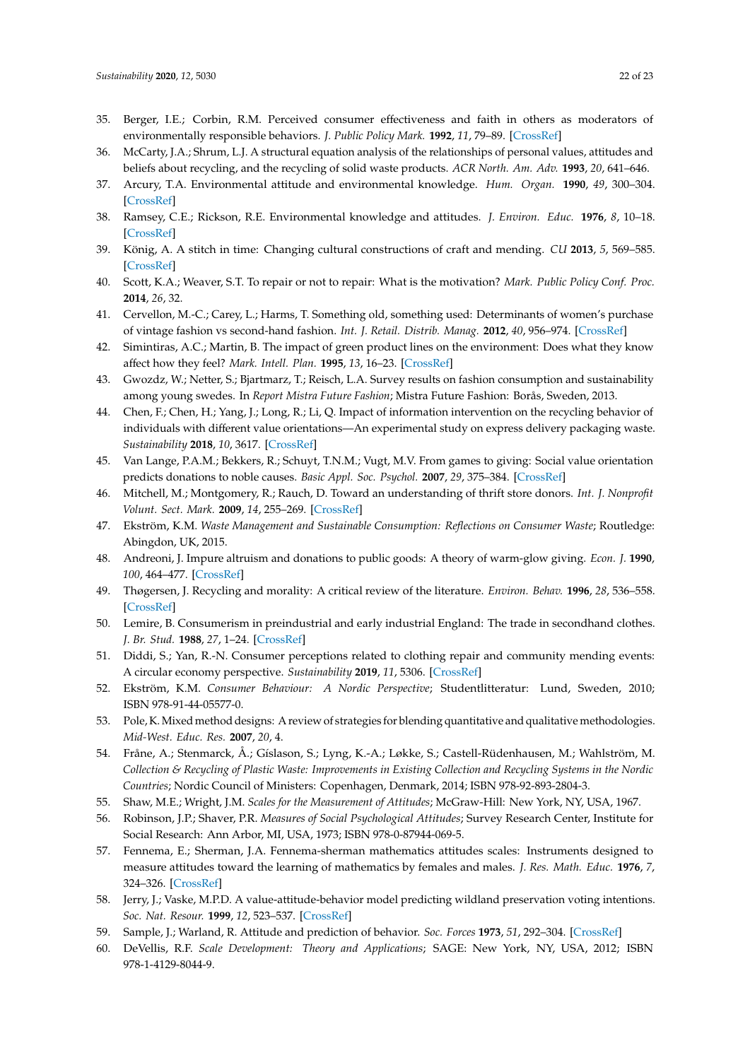35. Berger, I.E.; Corbin, R.M. Perceived consumer effectiveness and faith in others as moderators of environmentally responsible behaviors. *J. Public Policy Mark.* **1992**, *11*, 79–89. [CrossRef]
36. McCarty, J.A.; Shrum, L.J. A structural equation analysis of the relationships of personal values, attitudes and beliefs about recycling, and the recycling of solid waste products. *ACR North. Am. Adv.* **1993**, *20*, 641–646.
37. Arcury, T.A. Environmental attitude and environmental knowledge. *Hum. Organ.* **1990**, *49*, 300–304. [CrossRef]
38. Ramsey, C.E.; Rickson, R.E. Environmental knowledge and attitudes. *J. Environ. Educ.* **1976**, *8*, 10–18. [CrossRef]
39. König, A. A stitch in time: Changing cultural constructions of craft and mending. *CU* **2013**, *5*, 569–585. [CrossRef]
40. Scott, K.A.; Weaver, S.T. To repair or not to repair: What is the motivation? *Mark. Public Policy Conf. Proc.* **2014**, *26*, 32.
41. Cervellon, M.-C.; Carey, L.; Harms, T. Something old, something used: Determinants of women's purchase of vintage fashion vs second-hand fashion. *Int. J. Retail. Distrib. Manag.* **2012**, *40*, 956–974. [CrossRef]
42. Simintiras, A.C.; Martin, B. The impact of green product lines on the environment: Does what they know affect how they feel? *Mark. Intell. Plan.* **1995**, *13*, 16–23. [CrossRef]
43. Gwozdz, W.; Netter, S.; Bjartmarz, T.; Reisch, L.A. Survey results on fashion consumption and sustainability among young swedes. In *Report Mistra Future Fashion*; Mistra Future Fashion: Borås, Sweden, 2013.
44. Chen, F.; Chen, H.; Yang, J.; Long, R.; Li, Q. Impact of information intervention on the recycling behavior of individuals with different value orientations—An experimental study on express delivery packaging waste. *Sustainability* **2018**, *10*, 3617. [CrossRef]
45. Van Lange, P.A.M.; Bekkers, R.; Schuyt, T.N.M.; Vugt, M.V. From games to giving: Social value orientation predicts donations to noble causes. *Basic Appl. Soc. Psychol.* **2007**, *29*, 375–384. [CrossRef]
46. Mitchell, M.; Montgomery, R.; Rauch, D. Toward an understanding of thrift store donors. *Int. J. Nonprofit Volunt. Sect. Mark.* **2009**, *14*, 255–269. [CrossRef]
47. Ekström, K.M. *Waste Management and Sustainable Consumption: Reflections on Consumer Waste*; Routledge: Abingdon, UK, 2015.
48. Andreoni, J. Impure altruism and donations to public goods: A theory of warm-glow giving. *Econ. J.* **1990**, *100*, 464–477. [CrossRef]
49. Thøgersen, J. Recycling and morality: A critical review of the literature. *Environ. Behav.* **1996**, *28*, 536–558. [CrossRef]
50. Lemire, B. Consumerism in preindustrial and early industrial England: The trade in secondhand clothes. *J. Br. Stud.* **1988**, *27*, 1–24. [CrossRef]
51. Diddi, S.; Yan, R.-N. Consumer perceptions related to clothing repair and community mending events: A circular economy perspective. *Sustainability* **2019**, *11*, 5306. [CrossRef]
52. Ekström, K.M. *Consumer Behaviour: A Nordic Perspective*; Studentlitteratur: Lund, Sweden, 2010; ISBN 978-91-44-05577-0.
53. Pole, K. Mixed method designs: A review of strategies for blending quantitative and qualitative methodologies. *Mid-West. Educ. Res.* **2007**, *20*, 4.
54. Fråne, A.; Stenmarck, Å.; Gíslason, S.; Lyng, K.-A.; Løkke, S.; Castell-Rüdenhausen, M.; Wahlström, M. *Collection & Recycling of Plastic Waste: Improvements in Existing Collection and Recycling Systems in the Nordic Countries*; Nordic Council of Ministers: Copenhagen, Denmark, 2014; ISBN 978-92-893-2804-3.
55. Shaw, M.E.; Wright, J.M. *Scales for the Measurement of Attitudes*; McGraw-Hill: New York, NY, USA, 1967.
56. Robinson, J.P.; Shaver, P.R. *Measures of Social Psychological Attitudes*; Survey Research Center, Institute for Social Research: Ann Arbor, MI, USA, 1973; ISBN 978-0-87944-069-5.
57. Fennema, E.; Sherman, J.A. Fennema-sherman mathematics attitudes scales: Instruments designed to measure attitudes toward the learning of mathematics by females and males. *J. Res. Math. Educ.* **1976**, *7*, 324–326. [CrossRef]
58. Jerry, J.; Vaske, M.P.D. A value-attitude-behavior model predicting wildland preservation voting intentions. *Soc. Nat. Resour.* **1999**, *12*, 523–537. [CrossRef]
59. Sample, J.; Warland, R. Attitude and prediction of behavior. *Soc. Forces* **1973**, *51*, 292–304. [CrossRef]
60. DeVellis, R.F. *Scale Development: Theory and Applications*; SAGE: New York, NY, USA, 2012; ISBN 978-1-4129-8044-9.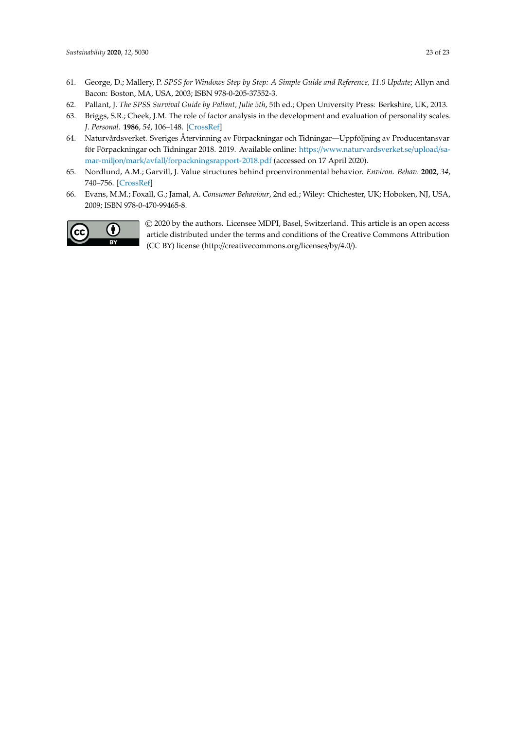61. George, D.; Mallery, P. *SPSS for Windows Step by Step: A Simple Guide and Reference, 11.0 Update*; Allyn and Bacon: Boston, MA, USA, 2003; ISBN 978-0-205-37552-3.
62. Pallant, J. *The SPSS Survival Guide by Pallant, Julie 5th*, 5th ed.; Open University Press: Berkshire, UK, 2013.
63. Briggs, S.R.; Cheek, J.M. The role of factor analysis in the development and evaluation of personality scales. *J. Personal.* **1986**, *54*, 106–148. [CrossRef]
64. Naturvårdsverket. Sveriges Återvinning av Förpackningar och Tidningar—Uppföljning av Producentansvar för Förpackningar och Tidningar 2018. 2019. Available online: https://www.naturvardsverket.se/upload/sa-mar-miljon/mark/avfall/forpackningsrapport-2018.pdf (accessed on 17 April 2020).
65. Nordlund, A.M.; Garvill, J. Value structures behind proenvironmental behavior. *Environ. Behav.* **2002**, *34*, 740–756. [CrossRef]
66. Evans, M.M.; Foxall, G.; Jamal, A. *Consumer Behaviour*, 2nd ed.; Wiley: Chichester, UK; Hoboken, NJ, USA, 2009; ISBN 978-0-470-99465-8.

© 2020 by the authors. Licensee MDPI, Basel, Switzerland. This article is an open access article distributed under the terms and conditions of the Creative Commons Attribution (CC BY) license (http://creativecommons.org/licenses/by/4.0/).